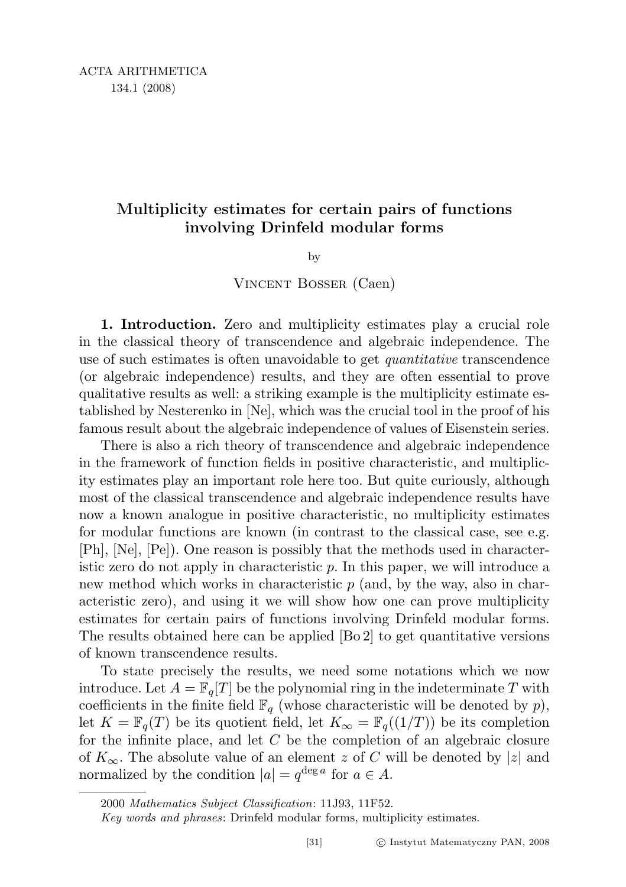# Multiplicity estimates for certain pairs of functions involving Drinfeld modular forms

by

Vincent Bosser (Caen)

**1. Introduction.** Zero and multiplicity estimates play a crucial role in the classical theory of transcendence and algebraic independence. The use of such estimates is often unavoidable to get *quantitative* transcendence (or algebraic independence) results, and they are often essential to prove qualitative results as well: a striking example is the multiplicity estimate established by Nesterenko in [Ne], which was the crucial tool in the proof of his famous result about the algebraic independence of values of Eisenstein series.

There is also a rich theory of transcendence and algebraic independence in the framework of function fields in positive characteristic, and multiplicity estimates play an important role here too. But quite curiously, although most of the classical transcendence and algebraic independence results have now a known analogue in positive characteristic, no multiplicity estimates for modular functions are known (in contrast to the classical case, see e.g. [Ph], [Ne], [Pe]). One reason is possibly that the methods used in characteristic zero do not apply in characteristic $p$. In this paper, we will introduce a new method which works in characteristic $p$ (and, by the way, also in characteristic zero), and using it we will show how one can prove multiplicity estimates for certain pairs of functions involving Drinfeld modular forms. The results obtained here can be applied [Bo 2] to get quantitative versions of known transcendence results.

To state precisely the results, we need some notations which we now introduce. Let $A = \mathbb{F}_q[T]$ be the polynomial ring in the indeterminate $T$ with coefficients in the finite field $\mathbb{F}_q$ (whose characteristic will be denoted by $p$), let $K = \mathbb{F}_q(T)$ be its quotient field, let $K_\infty = \mathbb{F}_q((1/T))$ be its completion for the infinite place, and let $C$ be the completion of an algebraic closure of $K_\infty$. The absolute value of an element $z$ of $C$ will be denoted by $|z|$ and normalized by the condition $|a| = q^{\deg a}$ for $a \in A$.

2000 *Mathematics Subject Classification*: 11J93, 11F52.

*Key words and phrases*: Drinfeld modular forms, multiplicity estimates.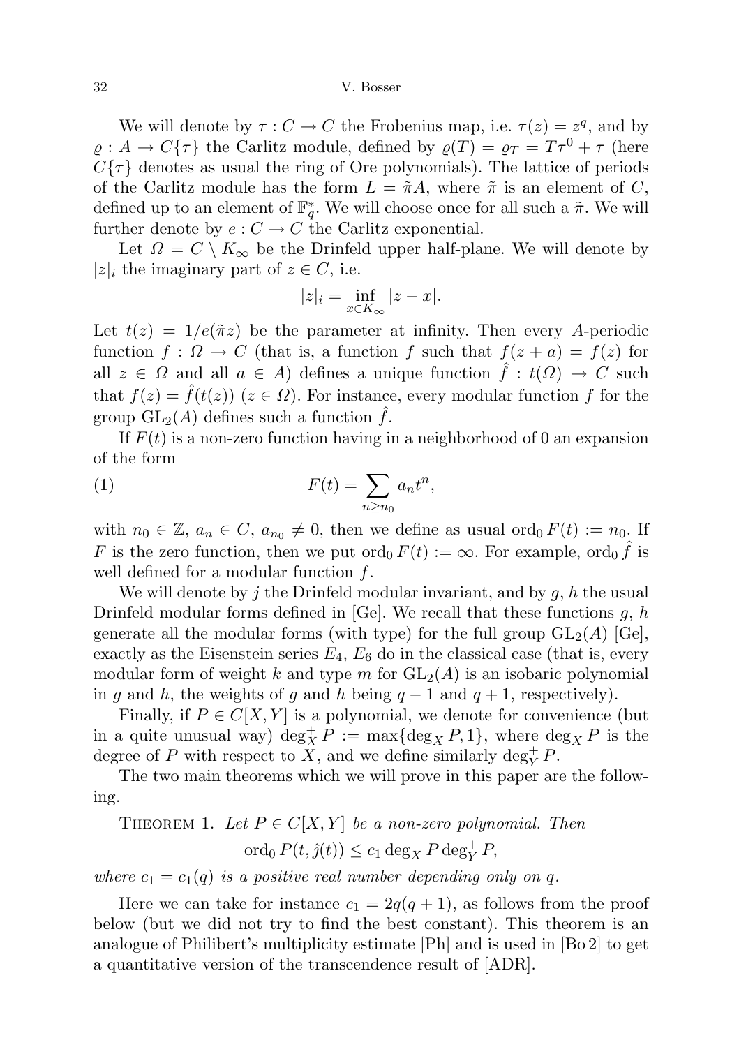We will denote by $\tau : C \to C$ the Frobenius map, i.e. $\tau(z) = z^q$, and by $\varrho : A \to C\{\tau\}$ the Carlitz module, defined by $\varrho(T) = \varrho_T = T\tau^0 + \tau$ (here $C\{\tau\}$ denotes as usual the ring of Ore polynomials). The lattice of periods of the Carlitz module has the form $L = \tilde{\pi}A$, where $\tilde{\pi}$ is an element of $C$, defined up to an element of $\mathbb{F}_q^*$. We will choose once for all such a $\tilde{\pi}$. We will further denote by $e : C \to C$ the Carlitz exponential.

Let $\Omega = C \setminus K_\infty$ be the Drinfeld upper half-plane. We will denote by $|z|_i$ the imaginary part of $z \in C$, i.e.

$$|z|_i = \inf_{x \in K_\infty} |z - x|.$$

Let $t(z) = 1/e(\tilde{\pi}z)$ be the parameter at infinity. Then every $A$-periodic function $f : \Omega \to C$ (that is, a function $f$ such that $f(z + a) = f(z)$ for all $z \in \Omega$ and all $a \in A$) defines a unique function $\hat{f} : t(\Omega) \to C$ such that $f(z) = \hat{f}(t(z))$ ($z \in \Omega$). For instance, every modular function $f$ for the group $\mathrm{GL}_2(A)$ defines such a function $\hat{f}$.

If $F(t)$ is a non-zero function having in a neighborhood of 0 an expansion of the form

$$F(t) = \sum_{n \geq n_0} a_n t^n, \tag{1}$$

with $n_0 \in \mathbb{Z}$, $a_n \in C$, $a_{n_0} \neq 0$, then we define as usual $\mathrm{ord}_0 F(t) := n_0$. If $F$ is the zero function, then we put $\mathrm{ord}_0 F(t) := \infty$. For example, $\mathrm{ord}_0 \hat{f}$ is well defined for a modular function $f$.

We will denote by $j$ the Drinfeld modular invariant, and by $g$, $h$ the usual Drinfeld modular forms defined in [Ge]. We recall that these functions $g$, $h$ generate all the modular forms (with type) for the full group $\mathrm{GL}_2(A)$ [Ge], exactly as the Eisenstein series $E_4$, $E_6$ do in the classical case (that is, every modular form of weight $k$ and type $m$ for $\mathrm{GL}_2(A)$ is an isobaric polynomial in $g$ and $h$, the weights of $g$ and $h$ being $q - 1$ and $q + 1$, respectively).

Finally, if $P \in C[X, Y]$ is a polynomial, we denote for convenience (but in a quite unusual way) $\deg_X^+ P := \max\{\deg_X P, 1\}$, where $\deg_X P$ is the degree of $P$ with respect to $X$, and we define similarly $\deg_Y^+ P$.

The two main theorems which we will prove in this paper are the following.

Theorem 1. *Let $P \in C[X, Y]$ be a non-zero polynomial. Then*

$$\mathrm{ord}_0 P(t, \hat{j}(t)) \leq c_1 \deg_X P \deg_Y^+ P,$$

*where $c_1 = c_1(q)$ is a positive real number depending only on $q$.*

Here we can take for instance $c_1 = 2q(q + 1)$, as follows from the proof below (but we did not try to find the best constant). This theorem is an analogue of Philibert's multiplicity estimate [Ph] and is used in [Bo 2] to get a quantitative version of the transcendence result of [ADR].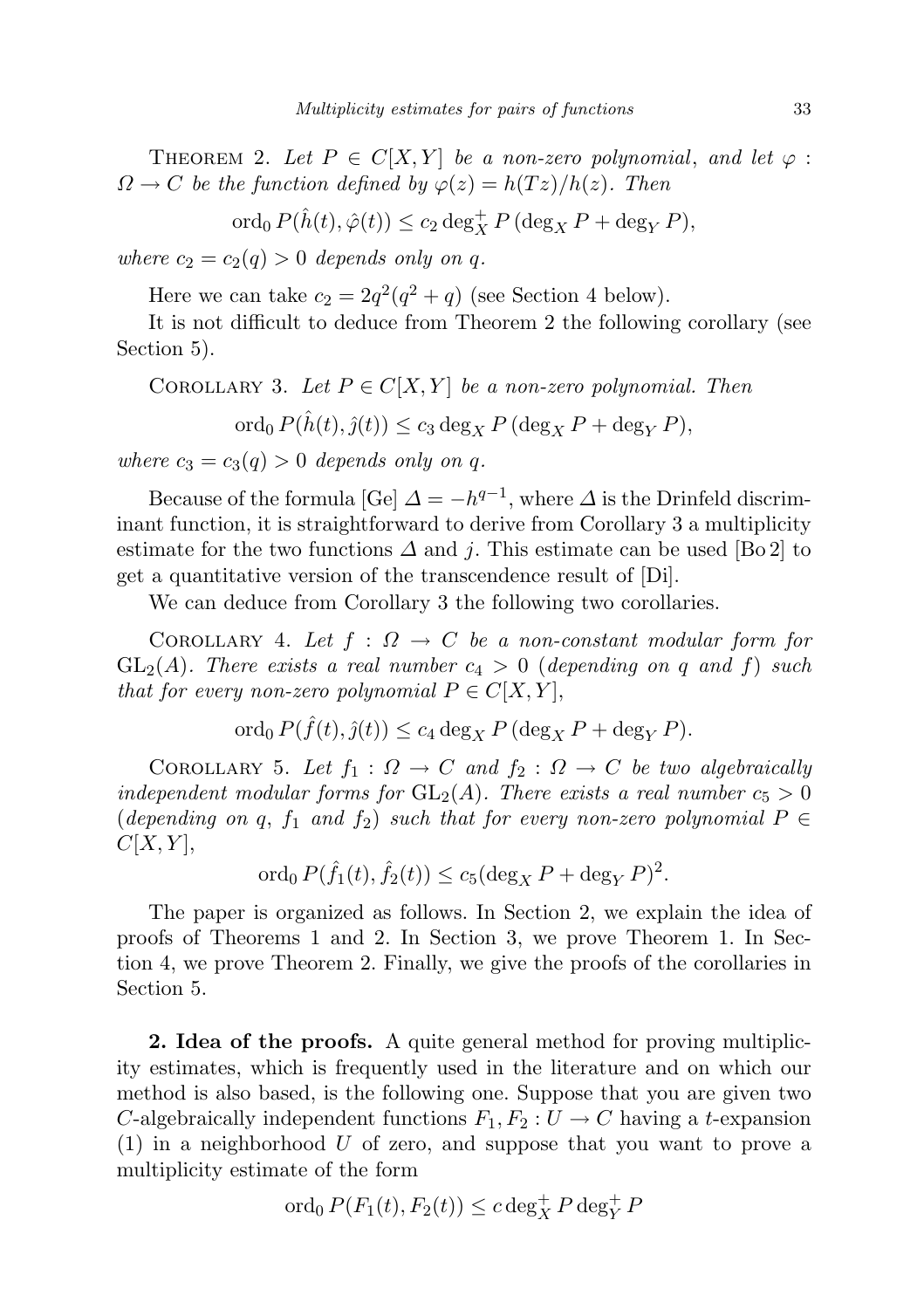THEOREM 2. *Let $P \in C[X,Y]$ be a non-zero polynomial, and let $\varphi : \Omega \to C$ be the function defined by $\varphi(z) = h(Tz)/h(z)$. Then*

$$\operatorname{ord}_0 P(\hat{h}(t), \hat{\varphi}(t)) \le c_2 \deg_X^+ P \,(\deg_X P + \deg_Y P),$$

*where $c_2 = c_2(q) > 0$ depends only on $q$.*

Here we can take $c_2 = 2q^2(q^2+q)$ (see Section 4 below).

It is not difficult to deduce from Theorem 2 the following corollary (see Section 5).

COROLLARY 3. *Let $P \in C[X,Y]$ be a non-zero polynomial. Then*

$$\operatorname{ord}_0 P(\hat{h}(t), \hat{j}(t)) \le c_3 \deg_X P \,(\deg_X P + \deg_Y P),$$

*where $c_3 = c_3(q) > 0$ depends only on $q$.*

Because of the formula [Ge] $\Delta = -h^{q-1}$, where $\Delta$ is the Drinfeld discriminant function, it is straightforward to derive from Corollary 3 a multiplicity estimate for the two functions $\Delta$ and $j$. This estimate can be used [Bo 2] to get a quantitative version of the transcendence result of [Di].

We can deduce from Corollary 3 the following two corollaries.

COROLLARY 4. *Let $f : \Omega \to C$ be a non-constant modular form for $\mathrm{GL}_2(A)$. There exists a real number $c_4 > 0$ (depending on $q$ and $f$) such that for every non-zero polynomial $P \in C[X,Y]$,*

$$\operatorname{ord}_0 P(\hat{f}(t), \hat{j}(t)) \le c_4 \deg_X P \,(\deg_X P + \deg_Y P).$$

COROLLARY 5. *Let $f_1 : \Omega \to C$ and $f_2 : \Omega \to C$ be two algebraically independent modular forms for $\mathrm{GL}_2(A)$. There exists a real number $c_5 > 0$ (depending on $q$, $f_1$ and $f_2$) such that for every non-zero polynomial $P \in C[X,Y]$,*

$$\operatorname{ord}_0 P(\hat{f}_1(t), \hat{f}_2(t)) \le c_5 (\deg_X P + \deg_Y P)^2.$$

The paper is organized as follows. In Section 2, we explain the idea of proofs of Theorems 1 and 2. In Section 3, we prove Theorem 1. In Section 4, we prove Theorem 2. Finally, we give the proofs of the corollaries in Section 5.

**2. Idea of the proofs.** A quite general method for proving multiplicity estimates, which is frequently used in the literature and on which our method is also based, is the following one. Suppose that you are given two $C$-algebraically independent functions $F_1, F_2 : U \to C$ having a $t$-expansion (1) in a neighborhood $U$ of zero, and suppose that you want to prove a multiplicity estimate of the form

$$\operatorname{ord}_0 P(F_1(t), F_2(t)) \le c \deg_X^+ P \deg_Y^+ P$$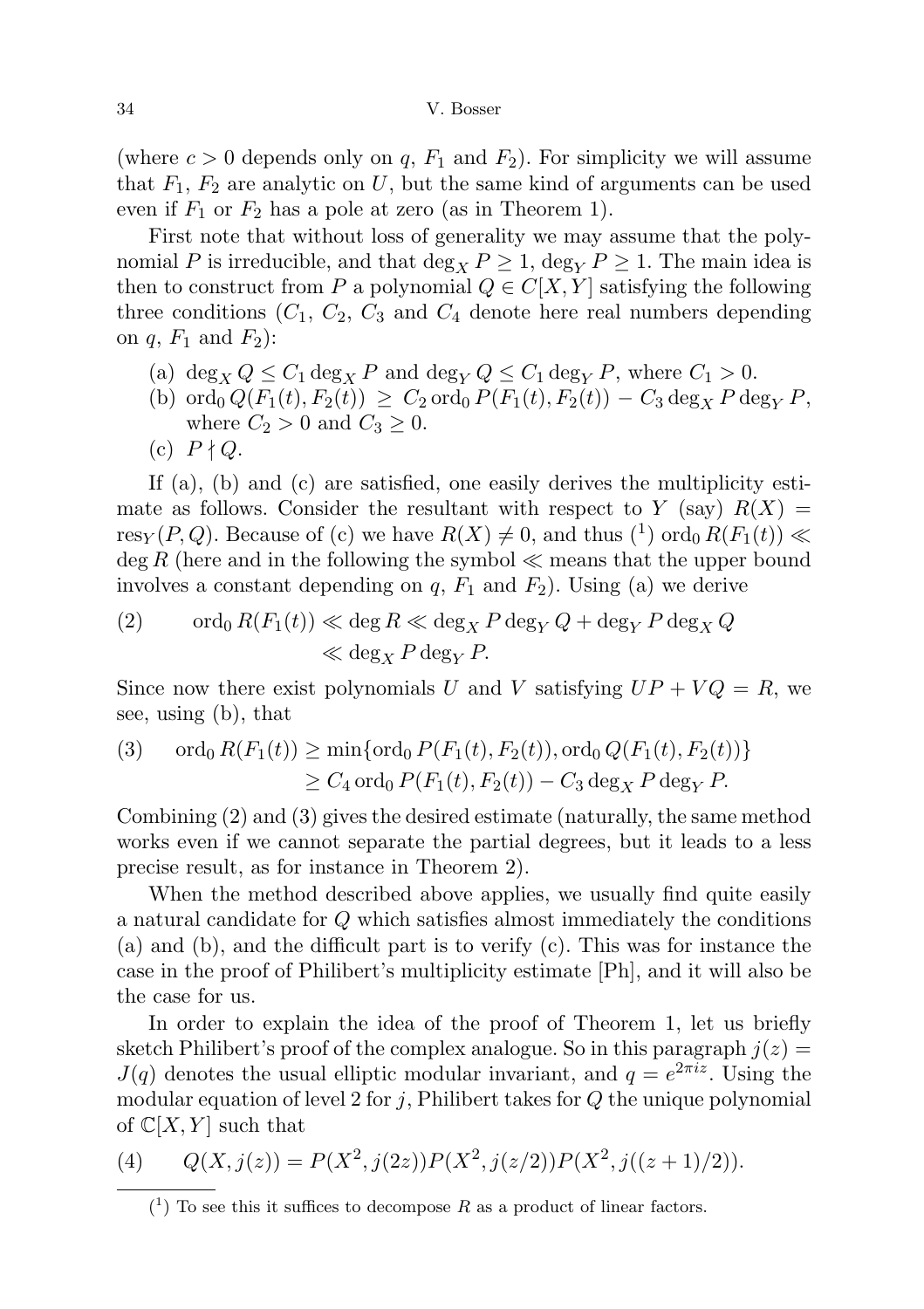(where $c > 0$ depends only on $q$, $F_1$ and $F_2$). For simplicity we will assume that $F_1$, $F_2$ are analytic on $U$, but the same kind of arguments can be used even if $F_1$ or $F_2$ has a pole at zero (as in Theorem 1).

First note that without loss of generality we may assume that the polynomial $P$ is irreducible, and that $\deg_X P \geq 1$, $\deg_Y P \geq 1$. The main idea is then to construct from $P$ a polynomial $Q \in C[X, Y]$ satisfying the following three conditions ($C_1$, $C_2$, $C_3$ and $C_4$ denote here real numbers depending on $q$, $F_1$ and $F_2$):

(a) $\deg_X Q \leq C_1 \deg_X P$ and $\deg_Y Q \leq C_1 \deg_Y P$, where $C_1 > 0$.
(b) $\mathrm{ord}_0 Q(F_1(t), F_2(t)) \geq C_2 \,\mathrm{ord}_0 P(F_1(t), F_2(t)) - C_3 \deg_X P \deg_Y P$, where $C_2 > 0$ and $C_3 \geq 0$.
(c) $P \nmid Q$.

If (a), (b) and (c) are satisfied, one easily derives the multiplicity estimate as follows. Consider the resultant with respect to $Y$ (say) $R(X) = \mathrm{res}_Y(P, Q)$. Because of (c) we have $R(X) \neq 0$, and thus [1] $\mathrm{ord}_0 R(F_1(t)) \ll \deg R$ (here and in the following the symbol $\ll$ means that the upper bound involves a constant depending on $q$, $F_1$ and $F_2$). Using (a) we derive

$$(2) \qquad \begin{aligned} \mathrm{ord}_0 R(F_1(t)) &\ll \deg R \ll \deg_X P \deg_Y Q + \deg_Y P \deg_X Q \\ &\ll \deg_X P \deg_Y P. \end{aligned}$$

Since now there exist polynomials $U$ and $V$ satisfying $UP + VQ = R$, we see, using (b), that

$$(3) \qquad \begin{aligned} \mathrm{ord}_0 R(F_1(t)) &\geq \min\{\mathrm{ord}_0 P(F_1(t), F_2(t)), \mathrm{ord}_0 Q(F_1(t), F_2(t))\} \\ &\geq C_4 \,\mathrm{ord}_0 P(F_1(t), F_2(t)) - C_3 \deg_X P \deg_Y P. \end{aligned}$$

Combining (2) and (3) gives the desired estimate (naturally, the same method works even if we cannot separate the partial degrees, but it leads to a less precise result, as for instance in Theorem 2).

When the method described above applies, we usually find quite easily a natural candidate for $Q$ which satisfies almost immediately the conditions (a) and (b), and the difficult part is to verify (c). This was for instance the case in the proof of Philibert's multiplicity estimate [Ph], and it will also be the case for us.

In order to explain the idea of the proof of Theorem 1, let us briefly sketch Philibert's proof of the complex analogue. So in this paragraph $j(z) = J(q)$ denotes the usual elliptic modular invariant, and $q = e^{2\pi i z}$. Using the modular equation of level 2 for $j$, Philibert takes for $Q$ the unique polynomial of $\mathbb{C}[X, Y]$ such that

$$(4) \qquad Q(X, j(z)) = P(X^2, j(2z))P(X^2, j(z/2))P(X^2, j((z+1)/2)).$$

---

[1] To see this it suffices to decompose $R$ as a product of linear factors.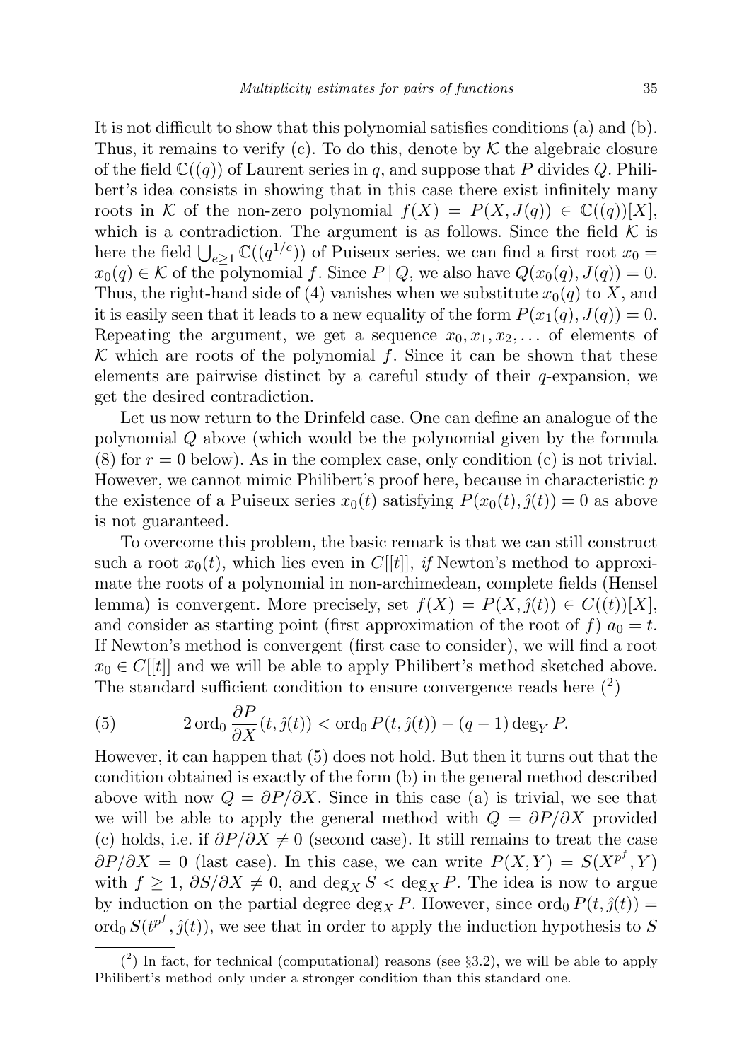It is not difficult to show that this polynomial satisfies conditions (a) and (b). Thus, it remains to verify (c). To do this, denote by $\mathcal{K}$ the algebraic closure of the field $\mathbb{C}((q))$ of Laurent series in $q$, and suppose that $P$ divides $Q$. Philibert's idea consists in showing that in this case there exist infinitely many roots in $\mathcal{K}$ of the non-zero polynomial $f(X) = P(X, J(q)) \in \mathbb{C}((q))[X]$, which is a contradiction. The argument is as follows. Since the field $\mathcal{K}$ is here the field $\bigcup_{e\geq 1} \mathbb{C}((q^{1/e}))$ of Puiseux series, we can find a first root $x_0 = x_0(q) \in \mathcal{K}$ of the polynomial $f$. Since $P \,|\, Q$, we also have $Q(x_0(q), J(q)) = 0$. Thus, the right-hand side of (4) vanishes when we substitute $x_0(q)$ to $X$, and it is easily seen that it leads to a new equality of the form $P(x_1(q), J(q)) = 0$. Repeating the argument, we get a sequence $x_0, x_1, x_2, \ldots$ of elements of $\mathcal{K}$ which are roots of the polynomial $f$. Since it can be shown that these elements are pairwise distinct by a careful study of their $q$-expansion, we get the desired contradiction.

Let us now return to the Drinfeld case. One can define an analogue of the polynomial $Q$ above (which would be the polynomial given by the formula (8) for $r = 0$ below). As in the complex case, only condition (c) is not trivial. However, we cannot mimic Philibert's proof here, because in characteristic $p$ the existence of a Puiseux series $x_0(t)$ satisfying $P(x_0(t), \hat{\jmath}(t)) = 0$ as above is not guaranteed.

To overcome this problem, the basic remark is that we can still construct such a root $x_0(t)$, which lies even in $C[[t]]$, *if* Newton's method to approximate the roots of a polynomial in non-archimedean, complete fields (Hensel lemma) is convergent. More precisely, set $f(X) = P(X, \hat{\jmath}(t)) \in C((t))[X]$, and consider as starting point (first approximation of the root of $f$) $a_0 = t$. If Newton's method is convergent (first case to consider), we will find a root $x_0 \in C[[t]]$ and we will be able to apply Philibert's method sketched above. The standard sufficient condition to ensure convergence reads here [2]

$$(5) \qquad 2 \operatorname{ord}_0 \frac{\partial P}{\partial X}(t, \hat{\jmath}(t)) < \operatorname{ord}_0 P(t, \hat{\jmath}(t)) - (q-1) \deg_Y P.$$

However, it can happen that (5) does not hold. But then it turns out that the condition obtained is exactly of the form (b) in the general method described above with now $Q = \partial P/\partial X$. Since in this case (a) is trivial, we see that we will be able to apply the general method with $Q = \partial P/\partial X$ provided (c) holds, i.e. if $\partial P/\partial X \neq 0$ (second case). It still remains to treat the case $\partial P/\partial X = 0$ (last case). In this case, we can write $P(X, Y) = S(X^{p^f}, Y)$ with $f \geq 1$, $\partial S/\partial X \neq 0$, and $\deg_X S < \deg_X P$. The idea is now to argue by induction on the partial degree $\deg_X P$. However, since $\operatorname{ord}_0 P(t, \hat{\jmath}(t)) = \operatorname{ord}_0 S(t^{p^f}, \hat{\jmath}(t))$, we see that in order to apply the induction hypothesis to $S$

---

[2] In fact, for technical (computational) reasons (see §3.2), we will be able to apply Philibert's method only under a stronger condition than this standard one.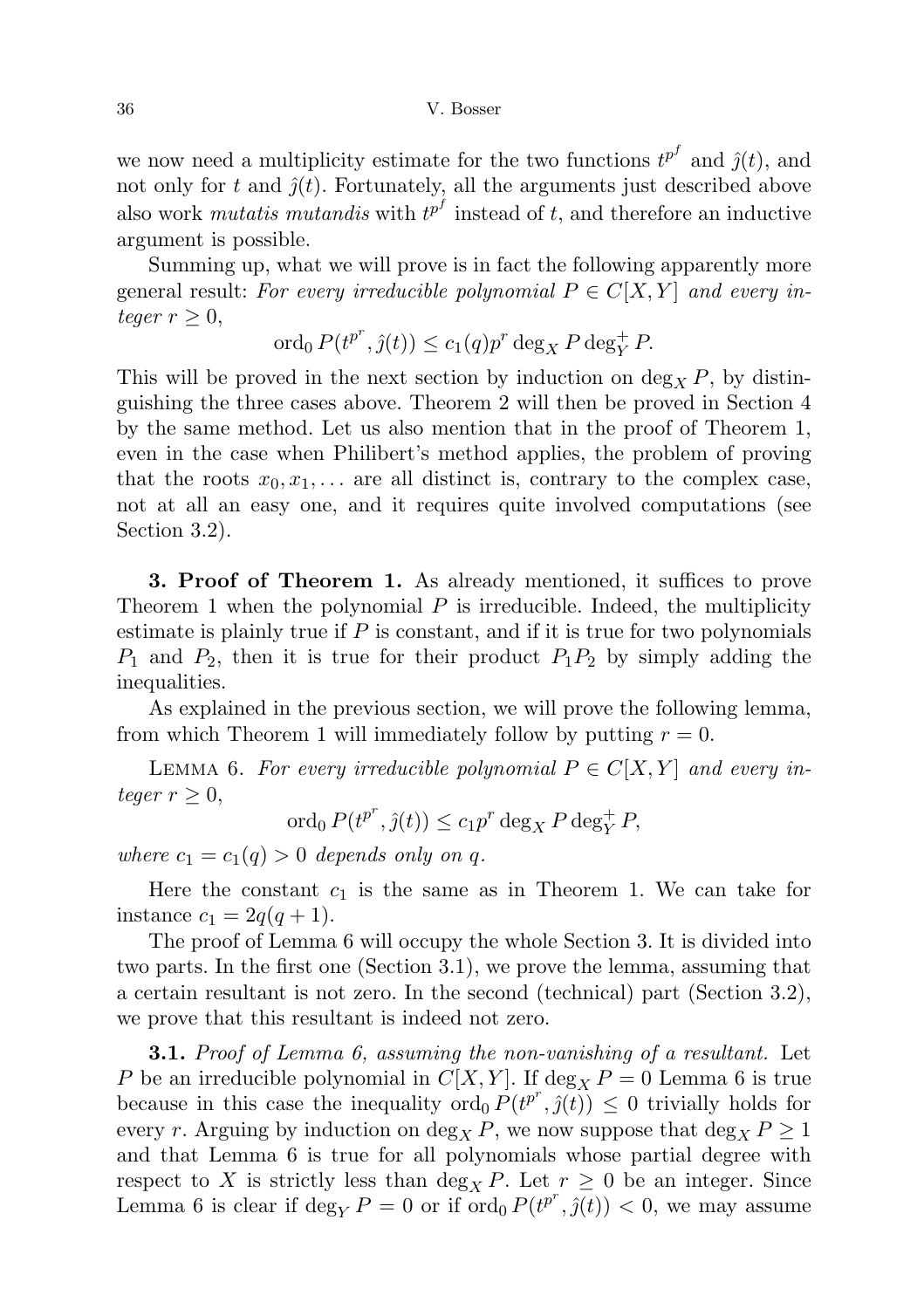we now need a multiplicity estimate for the two functions $t^{p^f}$ and $\hat{\jmath}(t)$, and not only for $t$ and $\hat{\jmath}(t)$. Fortunately, all the arguments just described above also work *mutatis mutandis* with $t^{p^f}$ instead of $t$, and therefore an inductive argument is possible.

Summing up, what we will prove is in fact the following apparently more general result: *For every irreducible polynomial $P \in C[X,Y]$ and every integer $r \geq 0$,*

$$\operatorname{ord}_0 P(t^{p^r}, \hat{\jmath}(t)) \leq c_1(q) p^r \deg_X P \deg_Y^+ P.$$

This will be proved in the next section by induction on $\deg_X P$, by distinguishing the three cases above. Theorem 2 will then be proved in Section 4 by the same method. Let us also mention that in the proof of Theorem 1, even in the case when Philibert's method applies, the problem of proving that the roots $x_0, x_1, \ldots$ are all distinct is, contrary to the complex case, not at all an easy one, and it requires quite involved computations (see Section 3.2).

## 3. Proof of Theorem 1.

As already mentioned, it suffices to prove Theorem 1 when the polynomial $P$ is irreducible. Indeed, the multiplicity estimate is plainly true if $P$ is constant, and if it is true for two polynomials $P_1$ and $P_2$, then it is true for their product $P_1 P_2$ by simply adding the inequalities.

As explained in the previous section, we will prove the following lemma, from which Theorem 1 will immediately follow by putting $r = 0$.

Lemma 6. *For every irreducible polynomial $P \in C[X,Y]$ and every integer $r \geq 0$,*

$$\operatorname{ord}_0 P(t^{p^r}, \hat{\jmath}(t)) \leq c_1 p^r \deg_X P \deg_Y^+ P,$$

*where $c_1 = c_1(q) > 0$ depends only on $q$.*

Here the constant $c_1$ is the same as in Theorem 1. We can take for instance $c_1 = 2q(q+1)$.

The proof of Lemma 6 will occupy the whole Section 3. It is divided into two parts. In the first one (Section 3.1), we prove the lemma, assuming that a certain resultant is not zero. In the second (technical) part (Section 3.2), we prove that this resultant is indeed not zero.

### 3.1. *Proof of Lemma 6, assuming the non-vanishing of a resultant.*

Let $P$ be an irreducible polynomial in $C[X,Y]$. If $\deg_X P = 0$ Lemma 6 is true because in this case the inequality $\operatorname{ord}_0 P(t^{p^r}, \hat{\jmath}(t)) \leq 0$ trivially holds for every $r$. Arguing by induction on $\deg_X P$, we now suppose that $\deg_X P \geq 1$ and that Lemma 6 is true for all polynomials whose partial degree with respect to $X$ is strictly less than $\deg_X P$. Let $r \geq 0$ be an integer. Since Lemma 6 is clear if $\deg_Y P = 0$ or if $\operatorname{ord}_0 P(t^{p^r}, \hat{\jmath}(t)) < 0$, we may assume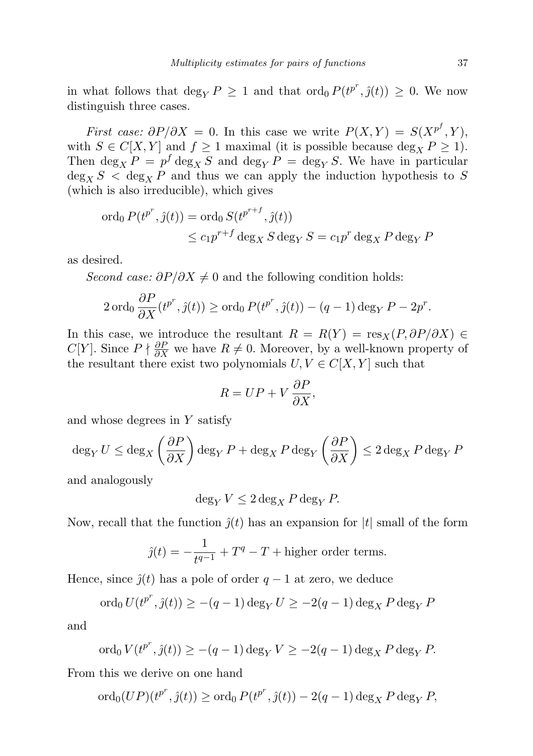in what follows that $\deg_Y P \geq 1$ and that $\operatorname{ord}_0 P(t^{p^r}, \hat{\jmath}(t)) \geq 0$. We now distinguish three cases.

*First case:* $\partial P/\partial X = 0$. In this case we write $P(X,Y) = S(X^{p^f}, Y)$, with $S \in C[X,Y]$ and $f \geq 1$ maximal (it is possible because $\deg_X P \geq 1$). Then $\deg_X P = p^f \deg_X S$ and $\deg_Y P = \deg_Y S$. We have in particular $\deg_X S < \deg_X P$ and thus we can apply the induction hypothesis to $S$ (which is also irreducible), which gives

$$\begin{aligned}\operatorname{ord}_0 P(t^{p^r}, \hat{\jmath}(t)) &= \operatorname{ord}_0 S(t^{p^{r+f}}, \hat{\jmath}(t)) \\ &\leq c_1 p^{r+f} \deg_X S \deg_Y S = c_1 p^r \deg_X P \deg_Y P\end{aligned}$$

as desired.

*Second case:* $\partial P/\partial X \neq 0$ and the following condition holds:

$$2 \operatorname{ord}_0 \frac{\partial P}{\partial X}(t^{p^r}, \hat{\jmath}(t)) \geq \operatorname{ord}_0 P(t^{p^r}, \hat{\jmath}(t)) - (q-1)\deg_Y P - 2p^r.$$

In this case, we introduce the resultant $R = R(Y) = \operatorname{res}_X(P, \partial P/\partial X) \in C[Y]$. Since $P \nmid \frac{\partial P}{\partial X}$ we have $R \neq 0$. Moreover, by a well-known property of the resultant there exist two polynomials $U, V \in C[X,Y]$ such that

$$R = UP + V\,\frac{\partial P}{\partial X},$$

and whose degrees in $Y$ satisfy

$$\deg_Y U \leq \deg_X \left(\frac{\partial P}{\partial X}\right) \deg_Y P + \deg_X P \deg_Y \left(\frac{\partial P}{\partial X}\right) \leq 2 \deg_X P \deg_Y P$$

and analogously

$$\deg_Y V \leq 2 \deg_X P \deg_Y P.$$

Now, recall that the function $\hat{\jmath}(t)$ has an expansion for $|t|$ small of the form

$$\hat{\jmath}(t) = -\frac{1}{t^{q-1}} + T^q - T + \text{higher order terms}.$$

Hence, since $\hat{\jmath}(t)$ has a pole of order $q-1$ at zero, we deduce

$$\operatorname{ord}_0 U(t^{p^r}, \hat{\jmath}(t)) \geq -(q-1)\deg_Y U \geq -2(q-1)\deg_X P \deg_Y P$$

and

$$\operatorname{ord}_0 V(t^{p^r}, \hat{\jmath}(t)) \geq -(q-1)\deg_Y V \geq -2(q-1)\deg_X P \deg_Y P.$$

From this we derive on one hand

$$\operatorname{ord}_0 (UP)(t^{p^r}, \hat{\jmath}(t)) \geq \operatorname{ord}_0 P(t^{p^r}, \hat{\jmath}(t)) - 2(q-1)\deg_X P \deg_Y P,$$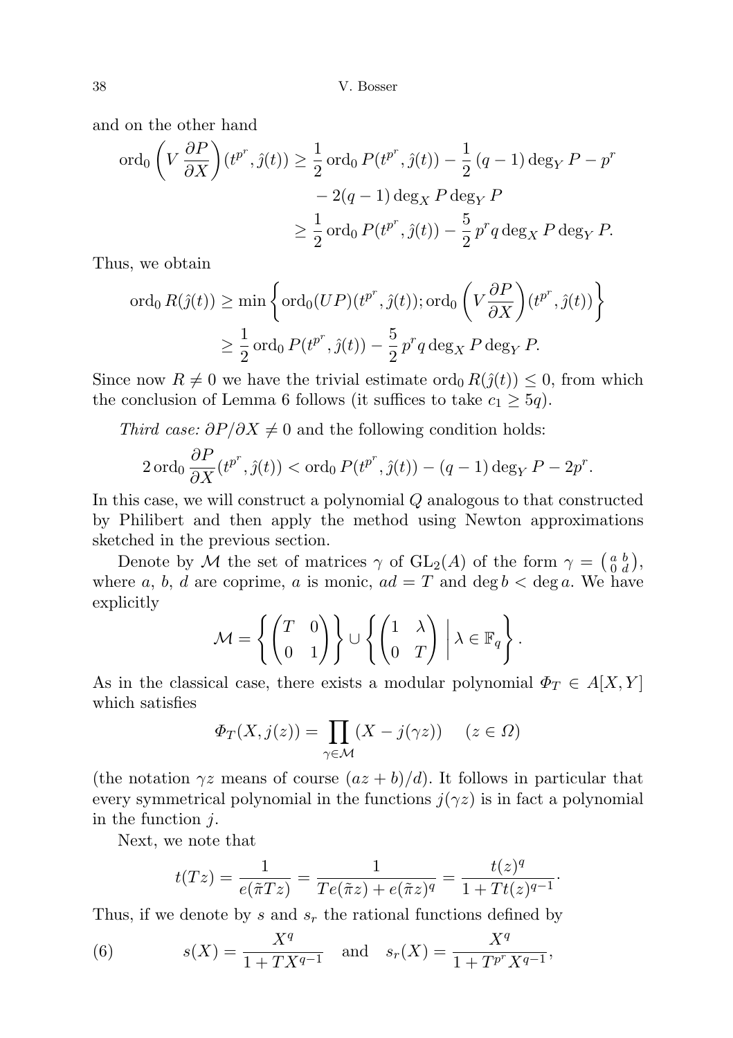and on the other hand

$$\operatorname{ord}_0\left(V\frac{\partial P}{\partial X}\right)(t^{p^r},\hat{\jmath}(t)) \geq \frac{1}{2}\operatorname{ord}_0 P(t^{p^r},\hat{\jmath}(t)) - \frac{1}{2}(q-1)\deg_Y P - p^r$$
$$- 2(q-1)\deg_X P \deg_Y P$$
$$\geq \frac{1}{2}\operatorname{ord}_0 P(t^{p^r},\hat{\jmath}(t)) - \frac{5}{2}p^r q \deg_X P \deg_Y P.$$

Thus, we obtain

$$\operatorname{ord}_0 R(\hat{\jmath}(t)) \geq \min\left\{\operatorname{ord}_0(UP)(t^{p^r},\hat{\jmath}(t)); \operatorname{ord}_0\left(V\frac{\partial P}{\partial X}\right)(t^{p^r},\hat{\jmath}(t))\right\}$$
$$\geq \frac{1}{2}\operatorname{ord}_0 P(t^{p^r},\hat{\jmath}(t)) - \frac{5}{2}p^r q \deg_X P \deg_Y P.$$

Since now $R \neq 0$ we have the trivial estimate $\operatorname{ord}_0 R(\hat{\jmath}(t)) \leq 0$, from which the conclusion of Lemma 6 follows (it suffices to take $c_1 \geq 5q$).

*Third case:* $\partial P/\partial X \neq 0$ and the following condition holds:

$$2\operatorname{ord}_0 \frac{\partial P}{\partial X}(t^{p^r},\hat{\jmath}(t)) < \operatorname{ord}_0 P(t^{p^r},\hat{\jmath}(t)) - (q-1)\deg_Y P - 2p^r.$$

In this case, we will construct a polynomial $Q$ analogous to that constructed by Philibert and then apply the method using Newton approximations sketched in the previous section.

Denote by $\mathcal{M}$ the set of matrices $\gamma$ of $\mathrm{GL}_2(A)$ of the form $\gamma = \left(\begin{smallmatrix} a & b \\ 0 & d \end{smallmatrix}\right)$, where $a$, $b$, $d$ are coprime, $a$ is monic, $ad = T$ and $\deg b < \deg a$. We have explicitly

$$\mathcal{M} = \left\{\begin{pmatrix} T & 0 \\ 0 & 1 \end{pmatrix}\right\} \cup \left\{\begin{pmatrix} 1 & \lambda \\ 0 & T \end{pmatrix} \;\middle|\; \lambda \in \mathbb{F}_q\right\}.$$

As in the classical case, there exists a modular polynomial $\Phi_T \in A[X,Y]$ which satisfies

$$\Phi_T(X, j(z)) = \prod_{\gamma \in \mathcal{M}} (X - j(\gamma z)) \qquad (z \in \Omega)$$

(the notation $\gamma z$ means of course $(az+b)/d$). It follows in particular that every symmetrical polynomial in the functions $j(\gamma z)$ is in fact a polynomial in the function $j$.

Next, we note that

$$t(Tz) = \frac{1}{e(\tilde{\pi}Tz)} = \frac{1}{Te(\tilde{\pi}z) + e(\tilde{\pi}z)^q} = \frac{t(z)^q}{1 + Tt(z)^{q-1}}.$$

Thus, if we denote by $s$ and $s_r$ the rational functions defined by

$$s(X) = \frac{X^q}{1 + TX^{q-1}} \quad \text{and} \quad s_r(X) = \frac{X^q}{1 + T^{p^r}X^{q-1}}, \tag{6}$$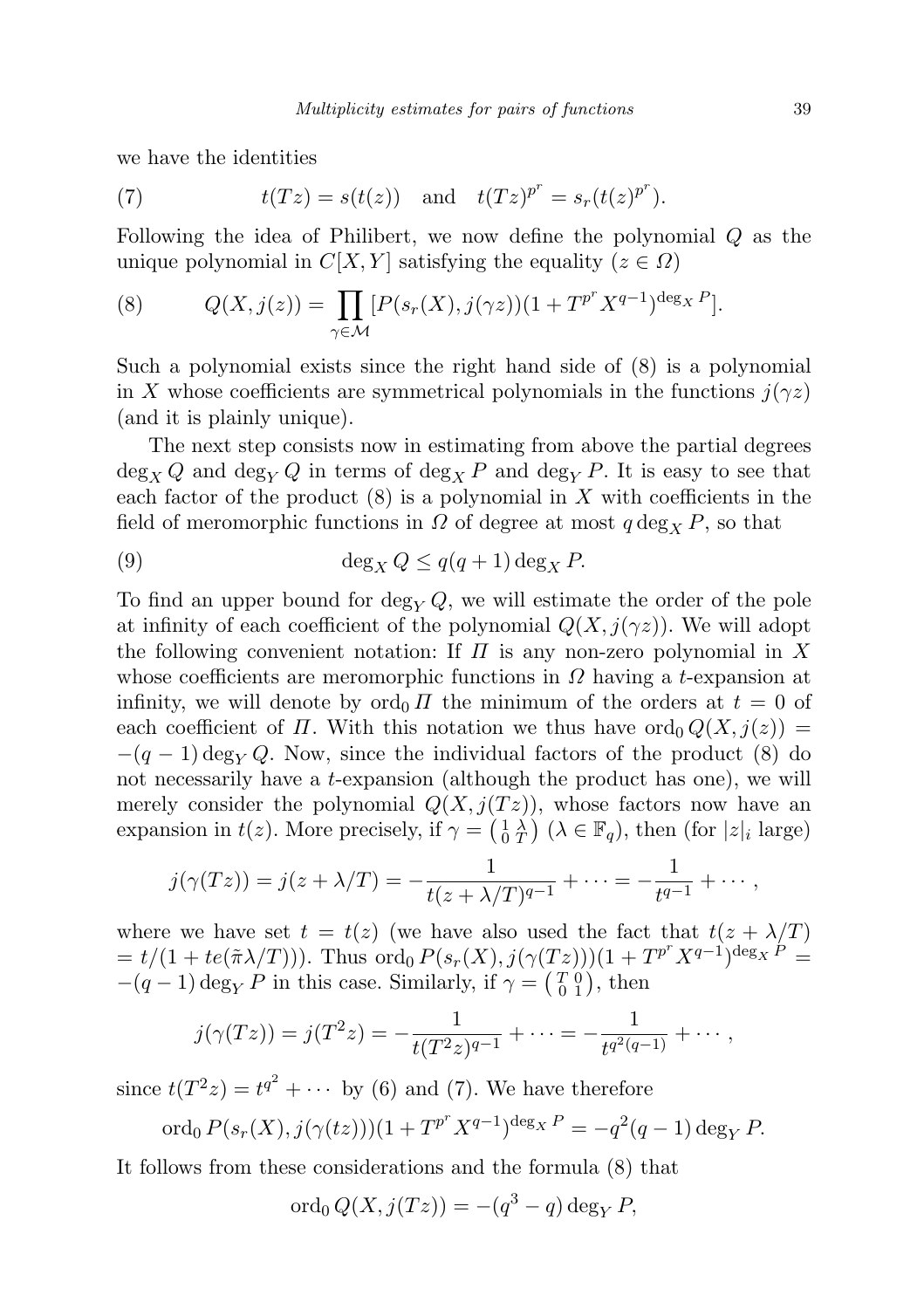we have the identities

$$t(Tz) = s(t(z)) \quad \text{and} \quad t(Tz)^{p^r} = s_r(t(z)^{p^r}). \tag{7}$$

Following the idea of Philibert, we now define the polynomial $Q$ as the unique polynomial in $C[X, Y]$ satisfying the equality ($z \in \Omega$)

$$Q(X, j(z)) = \prod_{\gamma \in \mathcal{M}} [P(s_r(X), j(\gamma z))(1 + T^{p^r} X^{q-1})^{\deg_X P}]. \tag{8}$$

Such a polynomial exists since the right hand side of (8) is a polynomial in $X$ whose coefficients are symmetrical polynomials in the functions $j(\gamma z)$ (and it is plainly unique).

The next step consists now in estimating from above the partial degrees $\deg_X Q$ and $\deg_Y Q$ in terms of $\deg_X P$ and $\deg_Y P$. It is easy to see that each factor of the product (8) is a polynomial in $X$ with coefficients in the field of meromorphic functions in $\Omega$ of degree at most $q \deg_X P$, so that

$$\deg_X Q \leq q(q+1) \deg_X P. \tag{9}$$

To find an upper bound for $\deg_Y Q$, we will estimate the order of the pole at infinity of each coefficient of the polynomial $Q(X, j(\gamma z))$. We will adopt the following convenient notation: If $\Pi$ is any non-zero polynomial in $X$ whose coefficients are meromorphic functions in $\Omega$ having a $t$-expansion at infinity, we will denote by $\operatorname{ord}_0 \Pi$ the minimum of the orders at $t = 0$ of each coefficient of $\Pi$. With this notation we thus have $\operatorname{ord}_0 Q(X, j(z)) = -(q-1) \deg_Y Q$. Now, since the individual factors of the product (8) do not necessarily have a $t$-expansion (although the product has one), we will merely consider the polynomial $Q(X, j(Tz))$, whose factors now have an expansion in $t(z)$. More precisely, if $\gamma = \left(\begin{smallmatrix} 1 & \lambda \\ 0 & T \end{smallmatrix}\right)$ ($\lambda \in \mathbb{F}_q$), then (for $|z|_i$ large)

$$j(\gamma(Tz)) = j(z + \lambda/T) = -\frac{1}{t(z + \lambda/T)^{q-1}} + \cdots = -\frac{1}{t^{q-1}} + \cdots,$$

where we have set $t = t(z)$ (we have also used the fact that $t(z + \lambda/T) = t/(1 + te(\tilde{\pi}\lambda/T))$). Thus $\operatorname{ord}_0 P(s_r(X), j(\gamma(Tz)))(1 + T^{p^r} X^{q-1})^{\deg_X P} = -(q-1) \deg_Y P$ in this case. Similarly, if $\gamma = \left(\begin{smallmatrix} T & 0 \\ 0 & 1 \end{smallmatrix}\right)$, then

$$j(\gamma(Tz)) = j(T^2 z) = -\frac{1}{t(T^2 z)^{q-1}} + \cdots = -\frac{1}{t^{q^2(q-1)}} + \cdots,$$

since $t(T^2 z) = t^{q^2} + \cdots$ by (6) and (7). We have therefore

$$\operatorname{ord}_0 P(s_r(X), j(\gamma(tz)))(1 + T^{p^r} X^{q-1})^{\deg_X P} = -q^2(q-1) \deg_Y P.$$

It follows from these considerations and the formula (8) that

$$\operatorname{ord}_0 Q(X, j(Tz)) = -(q^3 - q) \deg_Y P,$$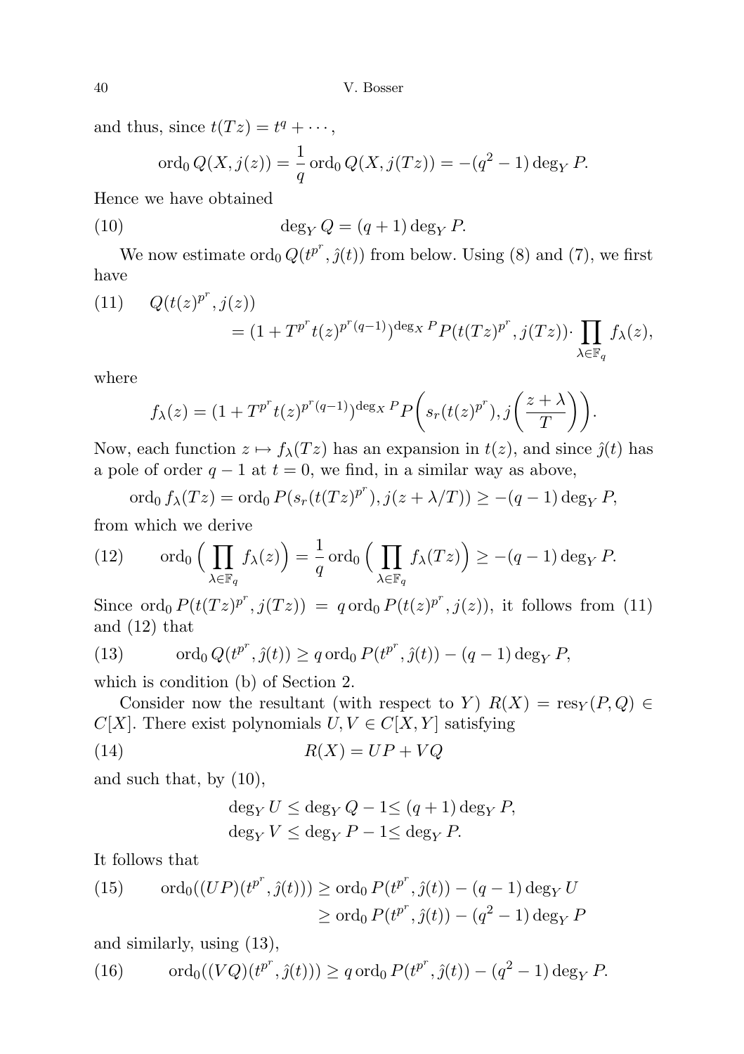and thus, since $t(Tz) = t^q + \cdots$,

$$\operatorname{ord}_0 Q(X, j(z)) = \frac{1}{q} \operatorname{ord}_0 Q(X, j(Tz)) = -(q^2 - 1) \deg_Y P.$$

Hence we have obtained

$$\deg_Y Q = (q+1) \deg_Y P. \tag{10}$$

We now estimate $\operatorname{ord}_0 Q(t^{p^r}, \hat{j}(t))$ from below. Using (8) and (7), we first have

$$\begin{aligned} Q(t(z)^{p^r}, j(z)) &\\ &= (1 + T^{p^r} t(z)^{p^r(q-1)})^{\deg_X P} P(t(Tz)^{p^r}, j(Tz)) \cdot \prod_{\lambda \in \mathbb{F}_q} f_\lambda(z), \end{aligned} \tag{11}$$

where

$$f_\lambda(z) = (1 + T^{p^r} t(z)^{p^r(q-1)})^{\deg_X P} P\biggl(s_r(t(z)^{p^r}), j\biggl(\frac{z+\lambda}{T}\biggr)\biggr).$$

Now, each function $z \mapsto f_\lambda(Tz)$ has an expansion in $t(z)$, and since $\hat{j}(t)$ has a pole of order $q-1$ at $t = 0$, we find, in a similar way as above,

$$\operatorname{ord}_0 f_\lambda(Tz) = \operatorname{ord}_0 P(s_r(t(Tz)^{p^r}), j(z + \lambda/T)) \geq -(q-1) \deg_Y P,$$

from which we derive

$$\operatorname{ord}_0 \Bigl( \prod_{\lambda \in \mathbb{F}_q} f_\lambda(z) \Bigr) = \frac{1}{q} \operatorname{ord}_0 \Bigl( \prod_{\lambda \in \mathbb{F}_q} f_\lambda(Tz) \Bigr) \geq -(q-1) \deg_Y P. \tag{12}$$

Since $\operatorname{ord}_0 P(t(Tz)^{p^r}, j(Tz)) = q \operatorname{ord}_0 P(t(z)^{p^r}, j(z))$, it follows from (11) and (12) that

$$\operatorname{ord}_0 Q(t^{p^r}, \hat{j}(t)) \geq q \operatorname{ord}_0 P(t^{p^r}, \hat{j}(t)) - (q-1) \deg_Y P, \tag{13}$$

which is condition (b) of Section 2.

Consider now the resultant (with respect to $Y$) $R(X) = \operatorname{res}_Y(P, Q) \in C[X]$. There exist polynomials $U, V \in C[X, Y]$ satisfying

$$R(X) = UP + VQ \tag{14}$$

and such that, by (10),

$$\begin{aligned} \deg_Y U &\leq \deg_Y Q - 1 \leq (q+1) \deg_Y P, \\ \deg_Y V &\leq \deg_Y P - 1 \leq \deg_Y P. \end{aligned}$$

It follows that

$$\begin{aligned} \operatorname{ord}_0((UP)(t^{p^r}, \hat{j}(t))) &\geq \operatorname{ord}_0 P(t^{p^r}, \hat{j}(t)) - (q-1) \deg_Y U \\ &\geq \operatorname{ord}_0 P(t^{p^r}, \hat{j}(t)) - (q^2 - 1) \deg_Y P \end{aligned} \tag{15}$$

and similarly, using (13),

$$\operatorname{ord}_0((VQ)(t^{p^r}, \hat{j}(t))) \geq q \operatorname{ord}_0 P(t^{p^r}, \hat{j}(t)) - (q^2 - 1) \deg_Y P. \tag{16}$$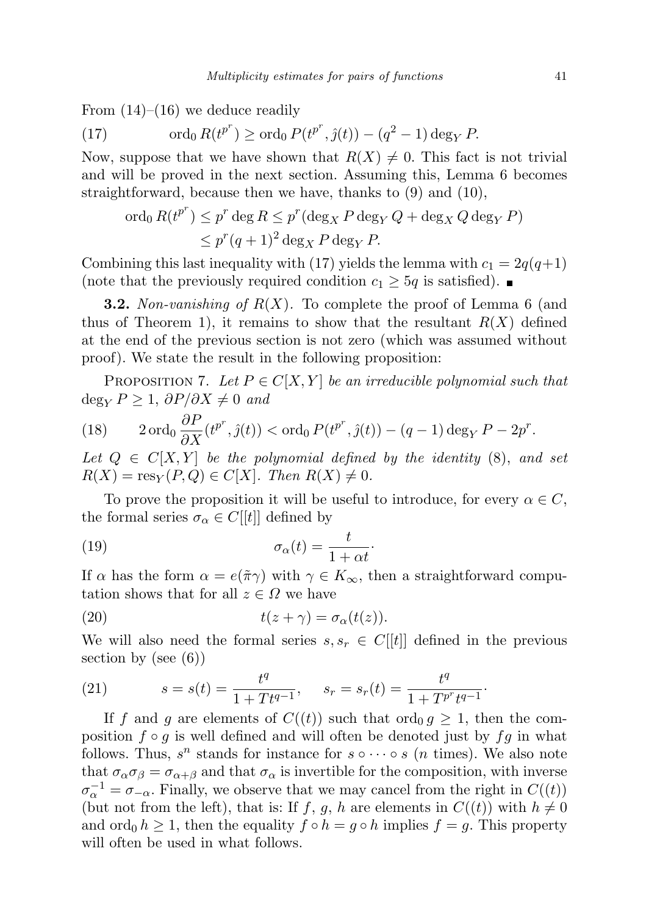From (14)–(16) we deduce readily

$$\operatorname{ord}_0 R(t^{p^r}) \geq \operatorname{ord}_0 P(t^{p^r}, \hat{\jmath}(t)) - (q^2-1)\deg_Y P. \tag{17}$$

Now, suppose that we have shown that $R(X) \neq 0$. This fact is not trivial and will be proved in the next section. Assuming this, Lemma 6 becomes straightforward, because then we have, thanks to (9) and (10),

$$\begin{aligned}\operatorname{ord}_0 R(t^{p^r}) &\leq p^r \deg R \leq p^r(\deg_X P \deg_Y Q + \deg_X Q \deg_Y P)\\ &\leq p^r (q+1)^2 \deg_X P \deg_Y P.\end{aligned}$$

Combining this last inequality with (17) yields the lemma with $c_1 = 2q(q+1)$ (note that the previously required condition $c_1 \geq 5q$ is satisfied). ∎

**3.2.** *Non-vanishing of $R(X)$.* To complete the proof of Lemma 6 (and thus of Theorem 1), it remains to show that the resultant $R(X)$ defined at the end of the previous section is not zero (which was assumed without proof). We state the result in the following proposition:

PROPOSITION 7. *Let $P \in C[X,Y]$ be an irreducible polynomial such that $\deg_Y P \geq 1$, $\partial P/\partial X \neq 0$ and*

$$2 \operatorname{ord}_0 \frac{\partial P}{\partial X}(t^{p^r}, \hat{\jmath}(t)) < \operatorname{ord}_0 P(t^{p^r}, \hat{\jmath}(t)) - (q-1)\deg_Y P - 2p^r. \tag{18}$$

*Let $Q \in C[X,Y]$ be the polynomial defined by the identity* (8), *and set $R(X) = \operatorname{res}_Y(P,Q) \in C[X]$. Then $R(X) \neq 0$.*

To prove the proposition it will be useful to introduce, for every $\alpha \in C$, the formal series $\sigma_\alpha \in C[[t]]$ defined by

$$\sigma_\alpha(t) = \frac{t}{1+\alpha t}. \tag{19}$$

If $\alpha$ has the form $\alpha = e(\tilde{\pi}\gamma)$ with $\gamma \in K_\infty$, then a straightforward computation shows that for all $z \in \Omega$ we have

$$t(z+\gamma) = \sigma_\alpha(t(z)). \tag{20}$$

We will also need the formal series $s, s_r \in C[[t]]$ defined in the previous section by (see (6))

$$s = s(t) = \frac{t^q}{1+Tt^{q-1}}, \qquad s_r = s_r(t) = \frac{t^q}{1+T^{p^r}t^{q-1}}. \tag{21}$$

If $f$ and $g$ are elements of $C((t))$ such that $\operatorname{ord}_0 g \geq 1$, then the composition $f \circ g$ is well defined and will often be denoted just by $fg$ in what follows. Thus, $s^n$ stands for instance for $s \circ \cdots \circ s$ ($n$ times). We also note that $\sigma_\alpha \sigma_\beta = \sigma_{\alpha+\beta}$ and that $\sigma_\alpha$ is invertible for the composition, with inverse $\sigma_\alpha^{-1} = \sigma_{-\alpha}$. Finally, we observe that we may cancel from the right in $C((t))$ (but not from the left), that is: If $f$, $g$, $h$ are elements in $C((t))$ with $h \neq 0$ and $\operatorname{ord}_0 h \geq 1$, then the equality $f \circ h = g \circ h$ implies $f = g$. This property will often be used in what follows.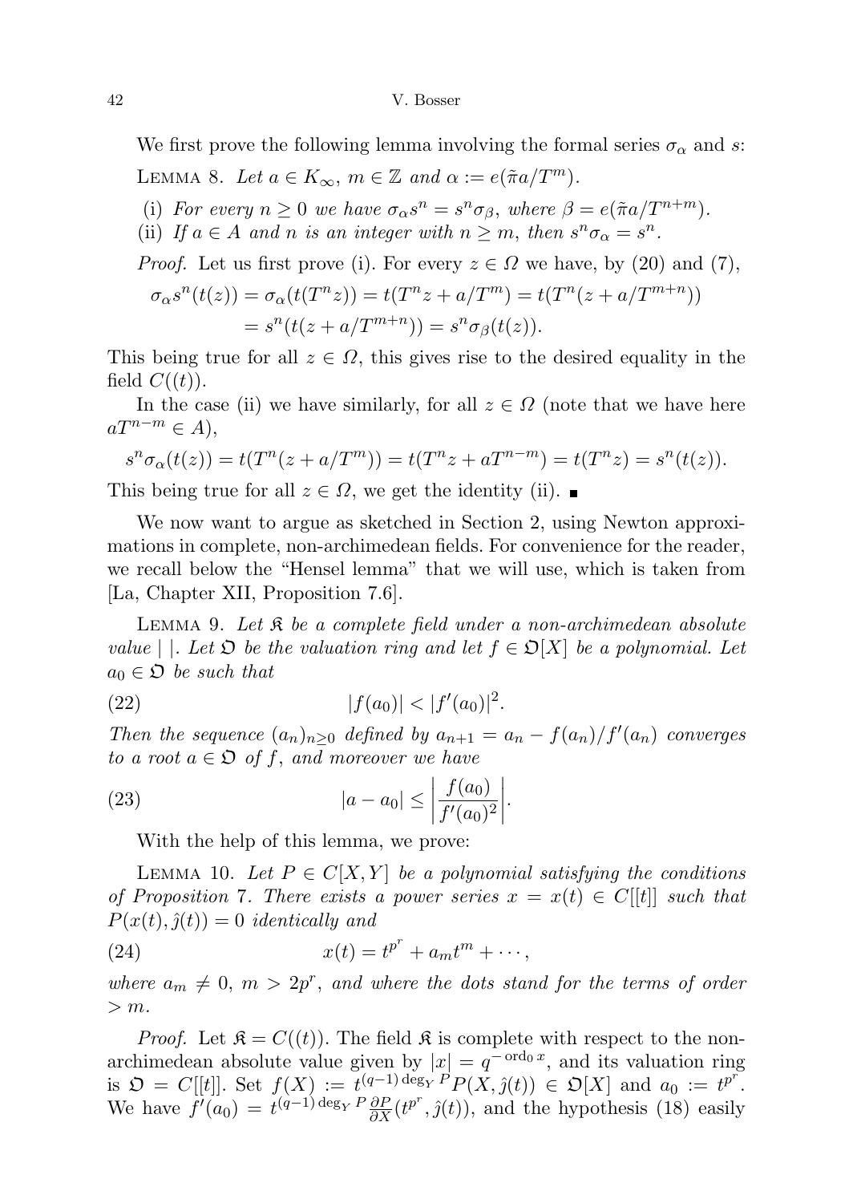We first prove the following lemma involving the formal series $\sigma_\alpha$ and $s$:

Lemma 8. *Let $a \in K_\infty$, $m \in \mathbb{Z}$ and $\alpha := e(\tilde{\pi} a/T^m)$.*

(i) *For every $n \geq 0$ we have $\sigma_\alpha s^n = s^n \sigma_\beta$, where $\beta = e(\tilde{\pi} a/T^{n+m})$.*
(ii) *If $a \in A$ and $n$ is an integer with $n \geq m$, then $s^n \sigma_\alpha = s^n$.*

*Proof.* Let us first prove (i). For every $z \in \Omega$ we have, by (20) and (7),

$$\begin{aligned}\sigma_\alpha s^n(t(z)) &= \sigma_\alpha(t(T^n z)) = t(T^n z + a/T^m) = t(T^n(z + a/T^{m+n}))\\ &= s^n(t(z + a/T^{m+n})) = s^n \sigma_\beta(t(z)).\end{aligned}$$

This being true for all $z \in \Omega$, this gives rise to the desired equality in the field $C((t))$.

In the case (ii) we have similarly, for all $z \in \Omega$ (note that we have here $aT^{n-m} \in A$),

$$s^n \sigma_\alpha(t(z)) = t(T^n(z + a/T^m)) = t(T^n z + aT^{n-m}) = t(T^n z) = s^n(t(z)).$$

This being true for all $z \in \Omega$, we get the identity (ii). ∎

We now want to argue as sketched in Section 2, using Newton approximations in complete, non-archimedean fields. For convenience for the reader, we recall below the "Hensel lemma" that we will use, which is taken from [La, Chapter XII, Proposition 7.6].

Lemma 9. *Let $\mathfrak{K}$ be a complete field under a non-archimedean absolute value $|\ |$. Let $\mathfrak{O}$ be the valuation ring and let $f \in \mathfrak{O}[X]$ be a polynomial. Let $a_0 \in \mathfrak{O}$ be such that*

$$|f(a_0)| < |f'(a_0)|^2. \tag{22}$$

*Then the sequence $(a_n)_{n\geq 0}$ defined by $a_{n+1} = a_n - f(a_n)/f'(a_n)$ converges to a root $a \in \mathfrak{O}$ of $f$, and moreover we have*

$$|a - a_0| \leq \left|\frac{f(a_0)}{f'(a_0)^2}\right|. \tag{23}$$

With the help of this lemma, we prove:

Lemma 10. *Let $P \in C[X, Y]$ be a polynomial satisfying the conditions of Proposition 7. There exists a power series $x = x(t) \in C[[t]]$ such that $P(x(t), \hat{j}(t)) = 0$ identically and*

$$x(t) = t^{p^r} + a_m t^m + \cdots, \tag{24}$$

*where $a_m \neq 0$, $m > 2p^r$, and where the dots stand for the terms of order $> m$.*

*Proof.* Let $\mathfrak{K} = C((t))$. The field $\mathfrak{K}$ is complete with respect to the non-archimedean absolute value given by $|x| = q^{-\operatorname{ord}_0 x}$, and its valuation ring is $\mathfrak{O} = C[[t]]$. Set $f(X) := t^{(q-1)\deg_Y P} P(X, \hat{j}(t)) \in \mathfrak{O}[X]$ and $a_0 := t^{p^r}$. We have $f'(a_0) = t^{(q-1)\deg_Y P} \frac{\partial P}{\partial X}(t^{p^r}, \hat{j}(t))$, and the hypothesis (18) easily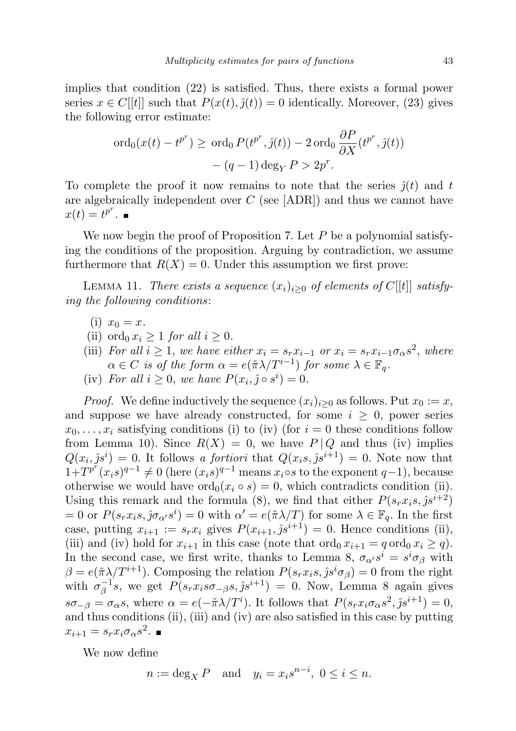implies that condition (22) is satisfied. Thus, there exists a formal power series $x \in C[[t]]$ such that $P(x(t), \hat{\jmath}(t)) = 0$ identically. Moreover, (23) gives the following error estimate:

$$\operatorname{ord}_0(x(t) - t^{p^r}) \geq \operatorname{ord}_0 P(t^{p^r}, \hat{\jmath}(t)) - 2 \operatorname{ord}_0 \frac{\partial P}{\partial X}(t^{p^r}, \hat{\jmath}(t)) - (q-1) \deg_Y P > 2p^r.$$

To complete the proof it now remains to note that the series $\hat{\jmath}(t)$ and $t$ are algebraically independent over $C$ (see [ADR]) and thus we cannot have $x(t) = t^{p^r}$. ∎

We now begin the proof of Proposition 7. Let $P$ be a polynomial satisfying the conditions of the proposition. Arguing by contradiction, we assume furthermore that $R(X) = 0$. Under this assumption we first prove:

Lemma 11. *There exists a sequence $(x_i)_{i \geq 0}$ of elements of $C[[t]]$ satisfying the following conditions*:

(i) $x_0 = x$.

(ii) $\operatorname{ord}_0 x_i \geq 1$ *for all* $i \geq 0$.

(iii) *For all* $i \geq 1$, *we have either* $x_i = s_r x_{i-1}$ *or* $x_i = s_r x_{i-1} \sigma_\alpha s^2$, *where* $\alpha \in C$ *is of the form* $\alpha = e(\tilde{\pi}\lambda / T^{i-1})$ *for some* $\lambda \in \mathbb{F}_q$.

(iv) *For all* $i \geq 0$, *we have* $P(x_i, \hat{\jmath} \circ s^i) = 0$.

*Proof.* We define inductively the sequence $(x_i)_{i \geq 0}$ as follows. Put $x_0 := x$, and suppose we have already constructed, for some $i \geq 0$, power series $x_0, \ldots, x_i$ satisfying conditions (i) to (iv) (for $i = 0$ these conditions follow from Lemma 10). Since $R(X) = 0$, we have $P \mid Q$ and thus (iv) implies $Q(x_i, \hat{\jmath} s^i) = 0$. It follows *a fortiori* that $Q(x_i s, \hat{\jmath} s^{i+1}) = 0$. Note now that $1 + T^{p^r}(x_i s)^{q-1} \neq 0$ (here $(x_i s)^{q-1}$ means $x_i \circ s$ to the exponent $q-1$), because otherwise we would have $\operatorname{ord}_0(x_i \circ s) = 0$, which contradicts condition (ii). Using this remark and the formula (8), we find that either $P(s_r x_i s, \hat{\jmath} s^{i+2}) = 0$ or $P(s_r x_i s, \hat{\jmath} \sigma_{\alpha'} s^i) = 0$ with $\alpha' = e(\tilde{\pi}\lambda/T)$ for some $\lambda \in \mathbb{F}_q$. In the first case, putting $x_{i+1} := s_r x_i$ gives $P(x_{i+1}, \hat{\jmath} s^{i+1}) = 0$. Hence conditions (ii), (iii) and (iv) hold for $x_{i+1}$ in this case (note that $\operatorname{ord}_0 x_{i+1} = q \operatorname{ord}_0 x_i \geq q$). In the second case, we first write, thanks to Lemma 8, $\sigma_{\alpha'} s^i = s^i \sigma_\beta$ with $\beta = e(\tilde{\pi}\lambda/T^{i+1})$. Composing the relation $P(s_r x_i s, \hat{\jmath} s^i \sigma_\beta) = 0$ from the right with $\sigma_\beta^{-1} s$, we get $P(s_r x_i s \sigma_{-\beta} s, \hat{\jmath} s^{i+1}) = 0$. Now, Lemma 8 again gives $s \sigma_{-\beta} = \sigma_\alpha s$, where $\alpha = e(-\tilde{\pi}\lambda/T^i)$. It follows that $P(s_r x_i \sigma_\alpha s^2, \hat{\jmath} s^{i+1}) = 0$, and thus conditions (ii), (iii) and (iv) are also satisfied in this case by putting $x_{i+1} = s_r x_i \sigma_\alpha s^2$. ∎

We now define

$$n := \deg_X P \quad \text{and} \quad y_i = x_i s^{n-i}, \ 0 \leq i \leq n.$$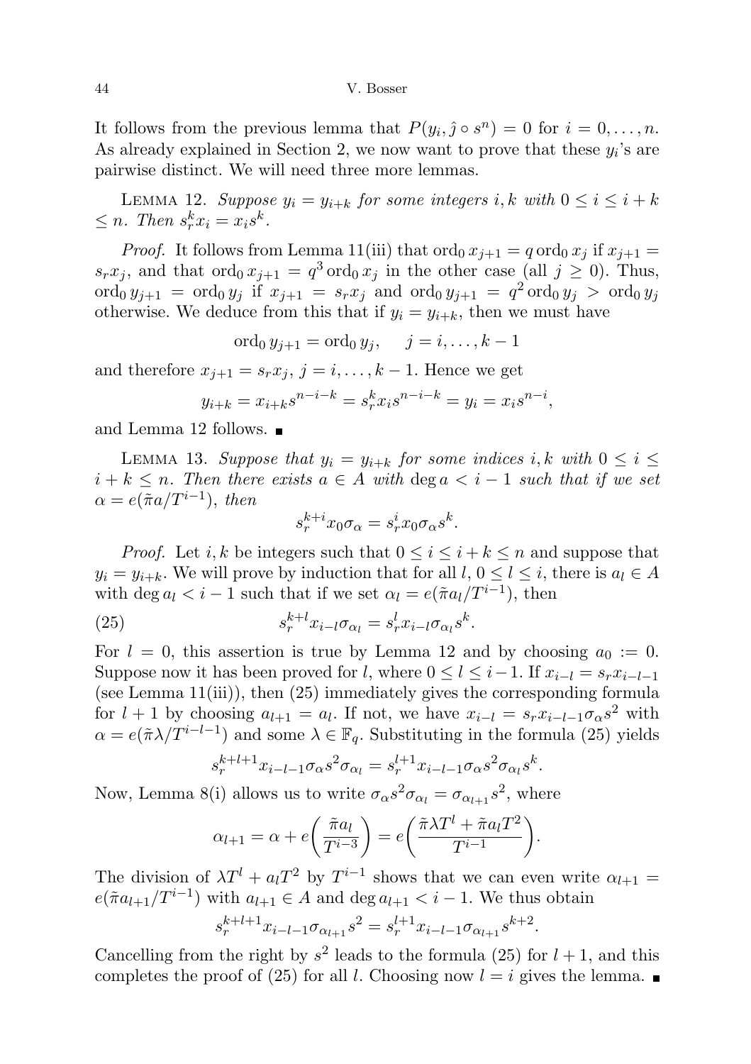It follows from the previous lemma that $P(y_i, \hat{\jmath} \circ s^n) = 0$ for $i = 0, \dots, n$. As already explained in Section 2, we now want to prove that these $y_i$'s are pairwise distinct. We will need three more lemmas.

Lemma 12. *Suppose $y_i = y_{i+k}$ for some integers $i, k$ with $0 \le i \le i+k \le n$. Then $s_r^k x_i = x_i s^k$.*

*Proof.* It follows from Lemma 11(iii) that $\operatorname{ord}_0 x_{j+1} = q \operatorname{ord}_0 x_j$ if $x_{j+1} = s_r x_j$, and that $\operatorname{ord}_0 x_{j+1} = q^3 \operatorname{ord}_0 x_j$ in the other case (all $j \ge 0$). Thus, $\operatorname{ord}_0 y_{j+1} = \operatorname{ord}_0 y_j$ if $x_{j+1} = s_r x_j$ and $\operatorname{ord}_0 y_{j+1} = q^2 \operatorname{ord}_0 y_j > \operatorname{ord}_0 y_j$ otherwise. We deduce from this that if $y_i = y_{i+k}$, then we must have

$$\operatorname{ord}_0 y_{j+1} = \operatorname{ord}_0 y_j, \qquad j = i, \dots, k-1$$

and therefore $x_{j+1} = s_r x_j$, $j = i, \dots, k-1$. Hence we get

$$y_{i+k} = x_{i+k} s^{n-i-k} = s_r^k x_i s^{n-i-k} = y_i = x_i s^{n-i},$$

and Lemma 12 follows. ∎

Lemma 13. *Suppose that $y_i = y_{i+k}$ for some indices $i, k$ with $0 \le i \le i+k \le n$. Then there exists $a \in A$ with $\deg a < i-1$ such that if we set $\alpha = e(\tilde{\pi} a / T^{i-1})$, then*

$$s_r^{k+i} x_0 \sigma_\alpha = s_r^i x_0 \sigma_\alpha s^k.$$

*Proof.* Let $i, k$ be integers such that $0 \le i \le i+k \le n$ and suppose that $y_i = y_{i+k}$. We will prove by induction that for all $l$, $0 \le l \le i$, there is $a_l \in A$ with $\deg a_l < i-1$ such that if we set $\alpha_l = e(\tilde{\pi} a_l / T^{i-1})$, then

$$s_r^{k+l} x_{i-l} \sigma_{\alpha_l} = s_r^l x_{i-l} \sigma_{\alpha_l} s^k. \tag{25}$$

For $l = 0$, this assertion is true by Lemma 12 and by choosing $a_0 := 0$. Suppose now it has been proved for $l$, where $0 \le l \le i-1$. If $x_{i-l} = s_r x_{i-l-1}$ (see Lemma 11(iii)), then (25) immediately gives the corresponding formula for $l+1$ by choosing $a_{l+1} = a_l$. If not, we have $x_{i-l} = s_r x_{i-l-1} \sigma_\alpha s^2$ with $\alpha = e(\tilde{\pi} \lambda / T^{i-l-1})$ and some $\lambda \in \mathbb{F}_q$. Substituting in the formula (25) yields

$$s_r^{k+l+1} x_{i-l-1} \sigma_\alpha s^2 \sigma_{\alpha_l} = s_r^{l+1} x_{i-l-1} \sigma_\alpha s^2 \sigma_{\alpha_l} s^k.$$

Now, Lemma 8(i) allows us to write $\sigma_\alpha s^2 \sigma_{\alpha_l} = \sigma_{\alpha_{l+1}} s^2$, where

$$\alpha_{l+1} = \alpha + e\left(\frac{\tilde{\pi} a_l}{T^{i-3}}\right) = e\left(\frac{\tilde{\pi} \lambda T^l + \tilde{\pi} a_l T^2}{T^{i-1}}\right).$$

The division of $\lambda T^l + a_l T^2$ by $T^{i-1}$ shows that we can even write $\alpha_{l+1} = e(\tilde{\pi} a_{l+1} / T^{i-1})$ with $a_{l+1} \in A$ and $\deg a_{l+1} < i-1$. We thus obtain

$$s_r^{k+l+1} x_{i-l-1} \sigma_{\alpha_{l+1}} s^2 = s_r^{l+1} x_{i-l-1} \sigma_{\alpha_{l+1}} s^{k+2}.$$

Cancelling from the right by $s^2$ leads to the formula (25) for $l+1$, and this completes the proof of (25) for all $l$. Choosing now $l = i$ gives the lemma. ∎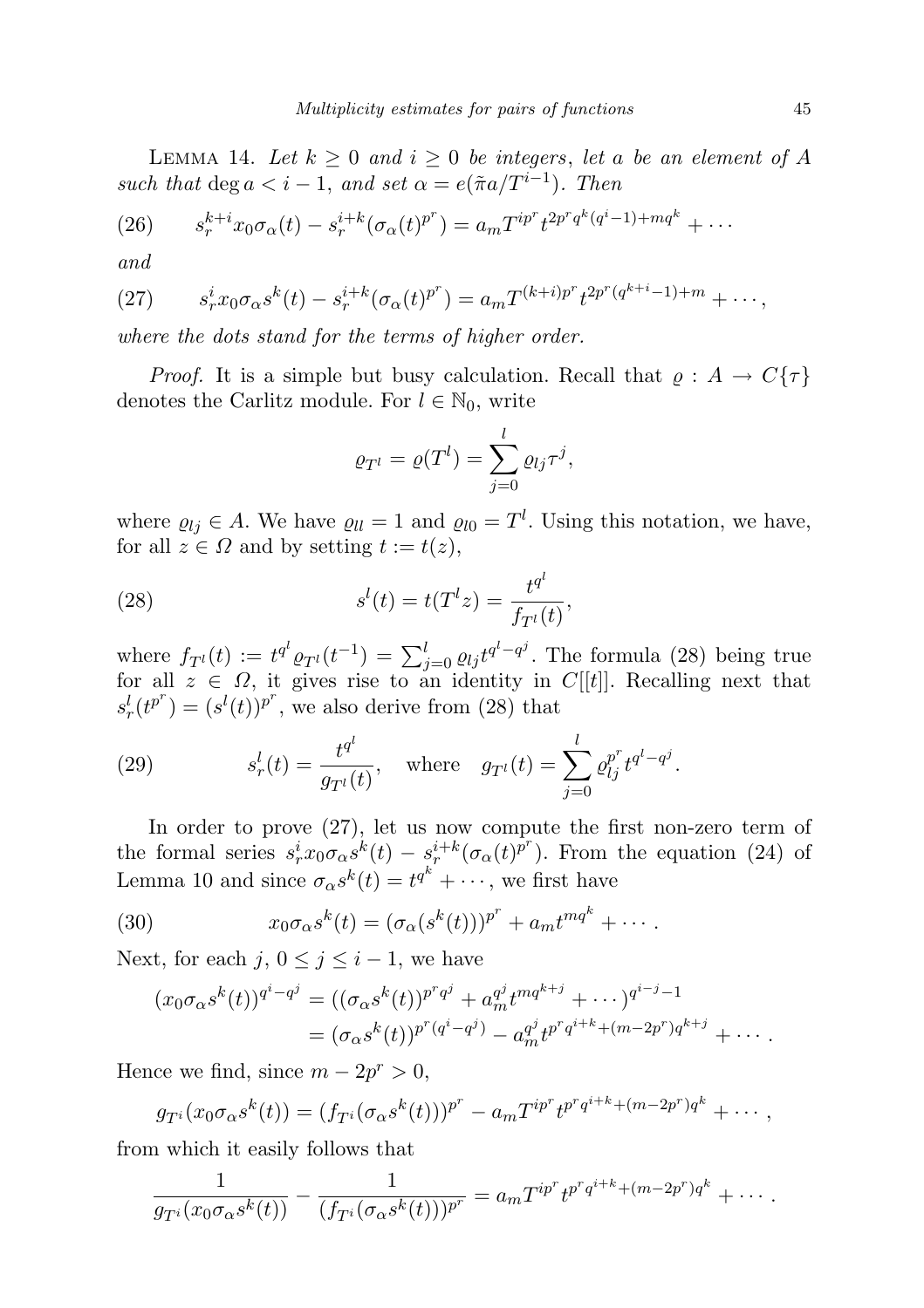LEMMA 14. *Let $k \geq 0$ and $i \geq 0$ be integers, let $a$ be an element of $A$ such that $\deg a < i-1$, and set $\alpha = e(\tilde{\pi}a/T^{i-1})$. Then*

$$s_r^{k+i} x_0 \sigma_\alpha(t) - s_r^{i+k}(\sigma_\alpha(t)^{p^r}) = a_m T^{ip^r} t^{2p^r q^k (q^i - 1) + mq^k} + \cdots \tag{26}$$

*and*

$$s_r^i x_0 \sigma_\alpha s^k(t) - s_r^{i+k}(\sigma_\alpha(t)^{p^r}) = a_m T^{(k+i)p^r} t^{2p^r(q^{k+i}-1)+m} + \cdots, \tag{27}$$

*where the dots stand for the terms of higher order.*

*Proof.* It is a simple but busy calculation. Recall that $\varrho : A \to C\{\tau\}$ denotes the Carlitz module. For $l \in \mathbb{N}_0$, write

$$\varrho_{T^l} = \varrho(T^l) = \sum_{j=0}^{l} \varrho_{lj} \tau^j,$$

where $\varrho_{lj} \in A$. We have $\varrho_{ll} = 1$ and $\varrho_{l0} = T^l$. Using this notation, we have, for all $z \in \Omega$ and by setting $t := t(z)$,

$$s^l(t) = t(T^l z) = \frac{t^{q^l}}{f_{T^l}(t)}, \tag{28}$$

where $f_{T^l}(t) := t^{q^l} \varrho_{T^l}(t^{-1}) = \sum_{j=0}^{l} \varrho_{lj} t^{q^l - q^j}$. The formula (28) being true for all $z \in \Omega$, it gives rise to an identity in $C[[t]]$. Recalling next that $s_r^l(t^{p^r}) = (s^l(t))^{p^r}$, we also derive from (28) that

$$s_r^l(t) = \frac{t^{q^l}}{g_{T^l}(t)}, \quad \text{where} \quad g_{T^l}(t) = \sum_{j=0}^{l} \varrho_{lj}^{p^r} t^{q^l - q^j}. \tag{29}$$

In order to prove (27), let us now compute the first non-zero term of the formal series $s_r^i x_0 \sigma_\alpha s^k(t) - s_r^{i+k}(\sigma_\alpha(t)^{p^r})$. From the equation (24) of Lemma 10 and since $\sigma_\alpha s^k(t) = t^{q^k} + \cdots$, we first have

$$x_0 \sigma_\alpha s^k(t) = (\sigma_\alpha(s^k(t)))^{p^r} + a_m t^{mq^k} + \cdots. \tag{30}$$

Next, for each $j$, $0 \leq j \leq i-1$, we have

$$\begin{aligned}
(x_0 \sigma_\alpha s^k(t))^{q^i - q^j} &= ((\sigma_\alpha s^k(t))^{p^r q^j} + a_m^{q^j} t^{mq^{k+j}} + \cdots)^{q^{i-j}-1} \\
&= (\sigma_\alpha s^k(t))^{p^r(q^i - q^j)} - a_m^{q^j} t^{p^r q^{i+k} + (m-2p^r)q^{k+j}} + \cdots.
\end{aligned}$$

Hence we find, since $m - 2p^r > 0$,

$$g_{T^i}(x_0 \sigma_\alpha s^k(t)) = (f_{T^i}(\sigma_\alpha s^k(t)))^{p^r} - a_m T^{ip^r} t^{p^r q^{i+k} + (m-2p^r)q^k} + \cdots,$$

from which it easily follows that

$$\frac{1}{g_{T^i}(x_0 \sigma_\alpha s^k(t))} - \frac{1}{(f_{T^i}(\sigma_\alpha s^k(t)))^{p^r}} = a_m T^{ip^r} t^{p^r q^{i+k} + (m-2p^r)q^k} + \cdots.$$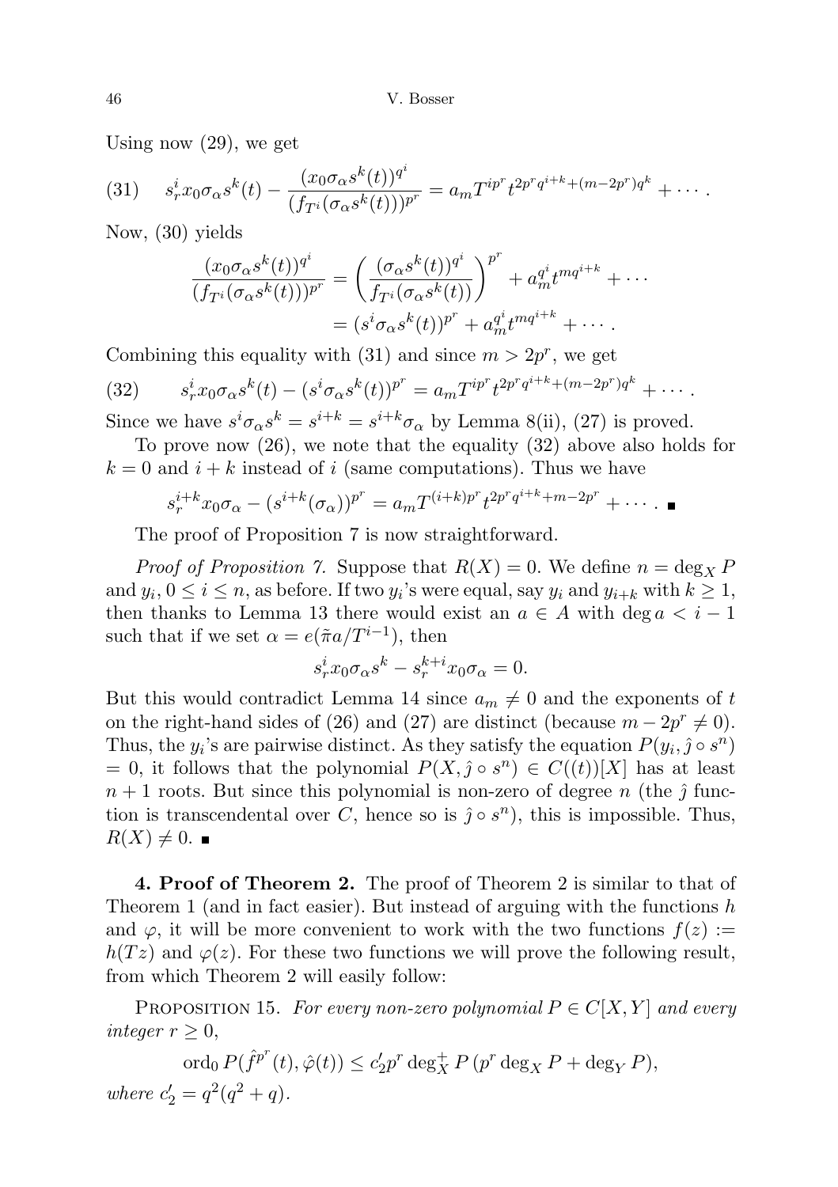Using now (29), we get

$$
(31)\qquad s_r^i x_0 \sigma_\alpha s^k(t) - \frac{(x_0\sigma_\alpha s^k(t))^{q^i}}{(f_{T^i}(\sigma_\alpha s^k(t)))^{p^r}} = a_m T^{ip^r} t^{2p^r q^{i+k} + (m-2p^r)q^k} + \cdots .
$$

Now, (30) yields

$$
\begin{aligned}
\frac{(x_0\sigma_\alpha s^k(t))^{q^i}}{(f_{T^i}(\sigma_\alpha s^k(t)))^{p^r}} &= \left(\frac{(\sigma_\alpha s^k(t))^{q^i}}{f_{T^i}(\sigma_\alpha s^k(t))}\right)^{p^r} + a_m^{q^i} t^{mq^{i+k}} + \cdots \\
&= (s^i \sigma_\alpha s^k(t))^{p^r} + a_m^{q^i} t^{mq^{i+k}} + \cdots .
\end{aligned}
$$

Combining this equality with (31) and since $m > 2p^r$, we get

$$
(32)\qquad s_r^i x_0 \sigma_\alpha s^k(t) - (s^i\sigma_\alpha s^k(t))^{p^r} = a_m T^{ip^r} t^{2p^r q^{i+k} + (m-2p^r)q^k} + \cdots .
$$

Since we have $s^i\sigma_\alpha s^k = s^{i+k} = s^{i+k}\sigma_\alpha$ by Lemma 8(ii), (27) is proved.

To prove now (26), we note that the equality (32) above also holds for $k = 0$ and $i + k$ instead of $i$ (same computations). Thus we have

$$
s_r^{i+k} x_0 \sigma_\alpha - (s^{i+k}(\sigma_\alpha))^{p^r} = a_m T^{(i+k)p^r} t^{2p^r q^{i+k} + m - 2p^r} + \cdots . \ \blacksquare
$$

The proof of Proposition 7 is now straightforward.

*Proof of Proposition 7.* Suppose that $R(X) = 0$. We define $n = \deg_X P$ and $y_i$, $0 \le i \le n$, as before. If two $y_i$'s were equal, say $y_i$ and $y_{i+k}$ with $k \ge 1$, then thanks to Lemma 13 there would exist an $a \in A$ with $\deg a < i - 1$ such that if we set $\alpha = e(\tilde{\pi} a / T^{i-1})$, then

$$
s_r^i x_0 \sigma_\alpha s^k - s_r^{k+i} x_0 \sigma_\alpha = 0.
$$

But this would contradict Lemma 14 since $a_m \ne 0$ and the exponents of $t$ on the right-hand sides of (26) and (27) are distinct (because $m - 2p^r \ne 0$). Thus, the $y_i$'s are pairwise distinct. As they satisfy the equation $P(y_i, \hat{\jmath} \circ s^n) = 0$, it follows that the polynomial $P(X, \hat{\jmath} \circ s^n) \in C((t))[X]$ has at least $n + 1$ roots. But since this polynomial is non-zero of degree $n$ (the $\hat{\jmath}$ function is transcendental over $C$, hence so is $\hat{\jmath} \circ s^n$), this is impossible. Thus, $R(X) \ne 0$. $\blacksquare$

**4. Proof of Theorem 2.** The proof of Theorem 2 is similar to that of Theorem 1 (and in fact easier). But instead of arguing with the functions $h$ and $\varphi$, it will be more convenient to work with the two functions $f(z) := h(Tz)$ and $\varphi(z)$. For these two functions we will prove the following result, from which Theorem 2 will easily follow:

Proposition 15. *For every non-zero polynomial $P \in C[X, Y]$ and every integer $r \ge 0$,*

$$
\operatorname{ord}_0 P(\hat{f}^{p^r}(t), \hat{\varphi}(t)) \le c_2' p^r \deg_X^+ P\,(p^r \deg_X P + \deg_Y P),
$$

*where $c_2' = q^2(q^2 + q)$.*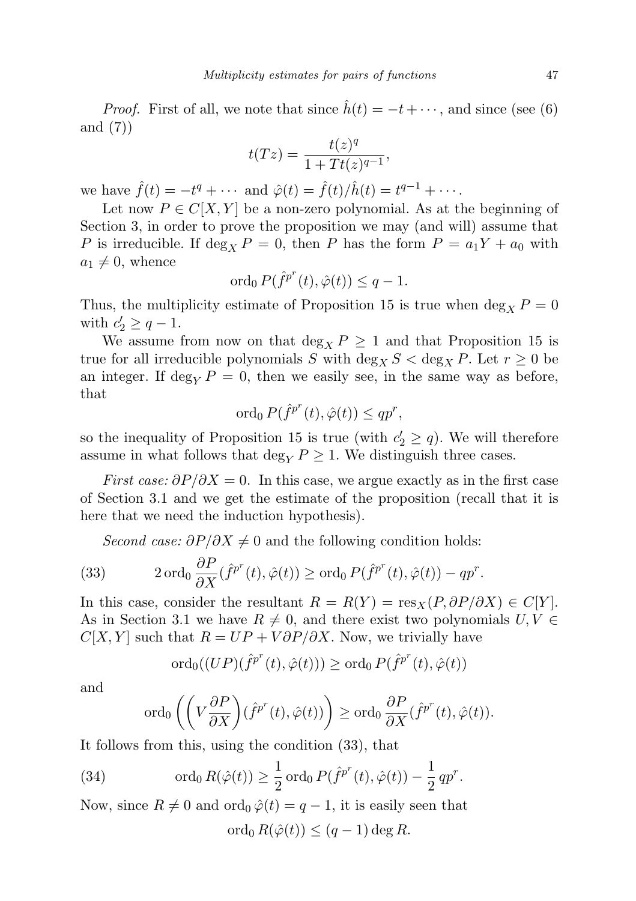*Proof.* First of all, we note that since $\hat{h}(t) = -t + \cdots$, and since (see (6) and (7))

$$t(Tz) = \frac{t(z)^q}{1 + Tt(z)^{q-1}},$$

we have $\hat{f}(t) = -t^q + \cdots$ and $\hat{\varphi}(t) = \hat{f}(t)/\hat{h}(t) = t^{q-1} + \cdots$.

Let now $P \in C[X,Y]$ be a non-zero polynomial. As at the beginning of Section 3, in order to prove the proposition we may (and will) assume that $P$ is irreducible. If $\deg_X P = 0$, then $P$ has the form $P = a_1 Y + a_0$ with $a_1 \neq 0$, whence

$$\mathrm{ord}_0\, P(\hat{f}^{p^r}(t), \hat{\varphi}(t)) \leq q - 1.$$

Thus, the multiplicity estimate of Proposition 15 is true when $\deg_X P = 0$ with $c_2' \geq q - 1$.

We assume from now on that $\deg_X P \geq 1$ and that Proposition 15 is true for all irreducible polynomials $S$ with $\deg_X S < \deg_X P$. Let $r \geq 0$ be an integer. If $\deg_Y P = 0$, then we easily see, in the same way as before, that

$$\mathrm{ord}_0\, P(\hat{f}^{p^r}(t), \hat{\varphi}(t)) \leq qp^r,$$

so the inequality of Proposition 15 is true (with $c_2' \geq q$). We will therefore assume in what follows that $\deg_Y P \geq 1$. We distinguish three cases.

*First case:* $\partial P/\partial X = 0$. In this case, we argue exactly as in the first case of Section 3.1 and we get the estimate of the proposition (recall that it is here that we need the induction hypothesis).

*Second case:* $\partial P/\partial X \neq 0$ and the following condition holds:

$$2\,\mathrm{ord}_0 \frac{\partial P}{\partial X}(\hat{f}^{p^r}(t), \hat{\varphi}(t)) \geq \mathrm{ord}_0\, P(\hat{f}^{p^r}(t), \hat{\varphi}(t)) - qp^r. \tag{33}$$

In this case, consider the resultant $R = R(Y) = \mathrm{res}_X(P, \partial P/\partial X) \in C[Y]$. As in Section 3.1 we have $R \neq 0$, and there exist two polynomials $U, V \in C[X,Y]$ such that $R = UP + V\partial P/\partial X$. Now, we trivially have

$$\mathrm{ord}_0((UP)(\hat{f}^{p^r}(t), \hat{\varphi}(t))) \geq \mathrm{ord}_0\, P(\hat{f}^{p^r}(t), \hat{\varphi}(t))$$

and

$$\mathrm{ord}_0 \left( \left( V \frac{\partial P}{\partial X} \right) (\hat{f}^{p^r}(t), \hat{\varphi}(t)) \right) \geq \mathrm{ord}_0 \frac{\partial P}{\partial X}(\hat{f}^{p^r}(t), \hat{\varphi}(t)).$$

It follows from this, using the condition (33), that

$$\mathrm{ord}_0\, R(\hat{\varphi}(t)) \geq \frac{1}{2}\,\mathrm{ord}_0\, P(\hat{f}^{p^r}(t), \hat{\varphi}(t)) - \frac{1}{2}\, qp^r. \tag{34}$$

Now, since $R \neq 0$ and $\mathrm{ord}_0\, \hat{\varphi}(t) = q - 1$, it is easily seen that

$$\mathrm{ord}_0\, R(\hat{\varphi}(t)) \leq (q-1) \deg R.$$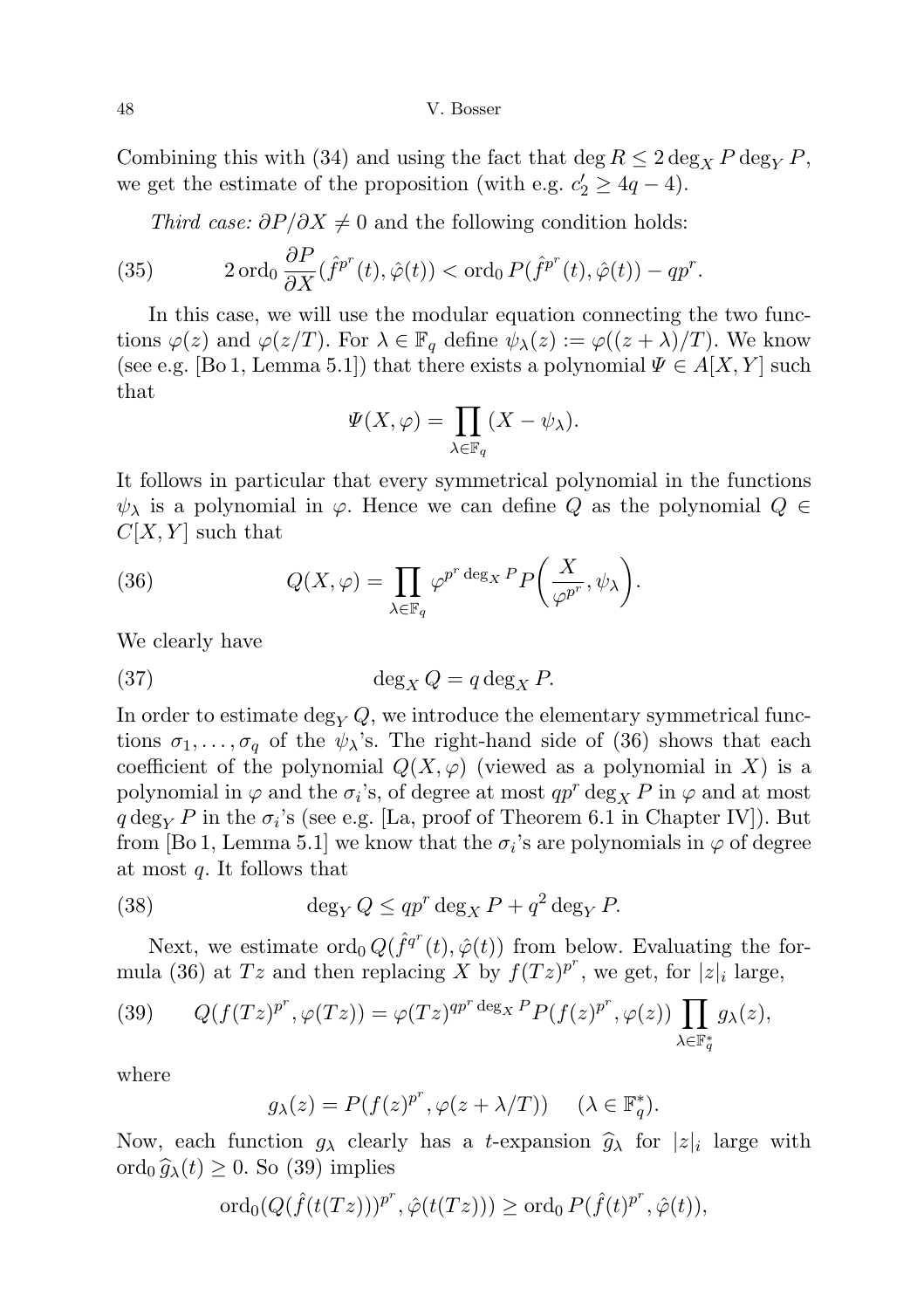Combining this with (34) and using the fact that $\deg R \leq 2 \deg_X P \deg_Y P$, we get the estimate of the proposition (with e.g. $c_2' \geq 4q - 4$).

*Third case:* $\partial P/\partial X \neq 0$ and the following condition holds:

$$2 \operatorname{ord}_0 \frac{\partial P}{\partial X}(\hat{f}^{p^r}(t), \hat{\varphi}(t)) < \operatorname{ord}_0 P(\hat{f}^{p^r}(t), \hat{\varphi}(t)) - qp^r. \tag{35}$$

In this case, we will use the modular equation connecting the two functions $\varphi(z)$ and $\varphi(z/T)$. For $\lambda \in \mathbb{F}_q$ define $\psi_\lambda(z) := \varphi((z+\lambda)/T)$. We know (see e.g. [Bo 1, Lemma 5.1]) that there exists a polynomial $\Psi \in A[X, Y]$ such that

$$\Psi(X, \varphi) = \prod_{\lambda \in \mathbb{F}_q} (X - \psi_\lambda).$$

It follows in particular that every symmetrical polynomial in the functions $\psi_\lambda$ is a polynomial in $\varphi$. Hence we can define $Q$ as the polynomial $Q \in C[X, Y]$ such that

$$Q(X, \varphi) = \prod_{\lambda \in \mathbb{F}_q} \varphi^{p^r \deg_X P} P\left(\frac{X}{\varphi^{p^r}}, \psi_\lambda\right). \tag{36}$$

We clearly have

$$\deg_X Q = q \deg_X P. \tag{37}$$

In order to estimate $\deg_Y Q$, we introduce the elementary symmetrical functions $\sigma_1, \ldots, \sigma_q$ of the $\psi_\lambda$'s. The right-hand side of (36) shows that each coefficient of the polynomial $Q(X, \varphi)$ (viewed as a polynomial in $X$) is a polynomial in $\varphi$ and the $\sigma_i$'s, of degree at most $qp^r \deg_X P$ in $\varphi$ and at most $q \deg_Y P$ in the $\sigma_i$'s (see e.g. [La, proof of Theorem 6.1 in Chapter IV]). But from [Bo 1, Lemma 5.1] we know that the $\sigma_i$'s are polynomials in $\varphi$ of degree at most $q$. It follows that

$$\deg_Y Q \leq qp^r \deg_X P + q^2 \deg_Y P. \tag{38}$$

Next, we estimate $\operatorname{ord}_0 Q(\hat{f}^{q^r}(t), \hat{\varphi}(t))$ from below. Evaluating the formula (36) at $Tz$ and then replacing $X$ by $f(Tz)^{p^r}$, we get, for $|z|_i$ large,

$$Q(f(Tz)^{p^r}, \varphi(Tz)) = \varphi(Tz)^{qp^r \deg_X P} P(f(z)^{p^r}, \varphi(z)) \prod_{\lambda \in \mathbb{F}_q^*} g_\lambda(z), \tag{39}$$

where

$$g_\lambda(z) = P(f(z)^{p^r}, \varphi(z + \lambda/T)) \quad (\lambda \in \mathbb{F}_q^*).$$

Now, each function $g_\lambda$ clearly has a $t$-expansion $\widehat{g}_\lambda$ for $|z|_i$ large with $\operatorname{ord}_0 \widehat{g}_\lambda(t) \geq 0$. So (39) implies

$$\operatorname{ord}_0(Q(\hat{f}(t(Tz)))^{p^r}, \hat{\varphi}(t(Tz))) \geq \operatorname{ord}_0 P(\hat{f}(t)^{p^r}, \hat{\varphi}(t)),$$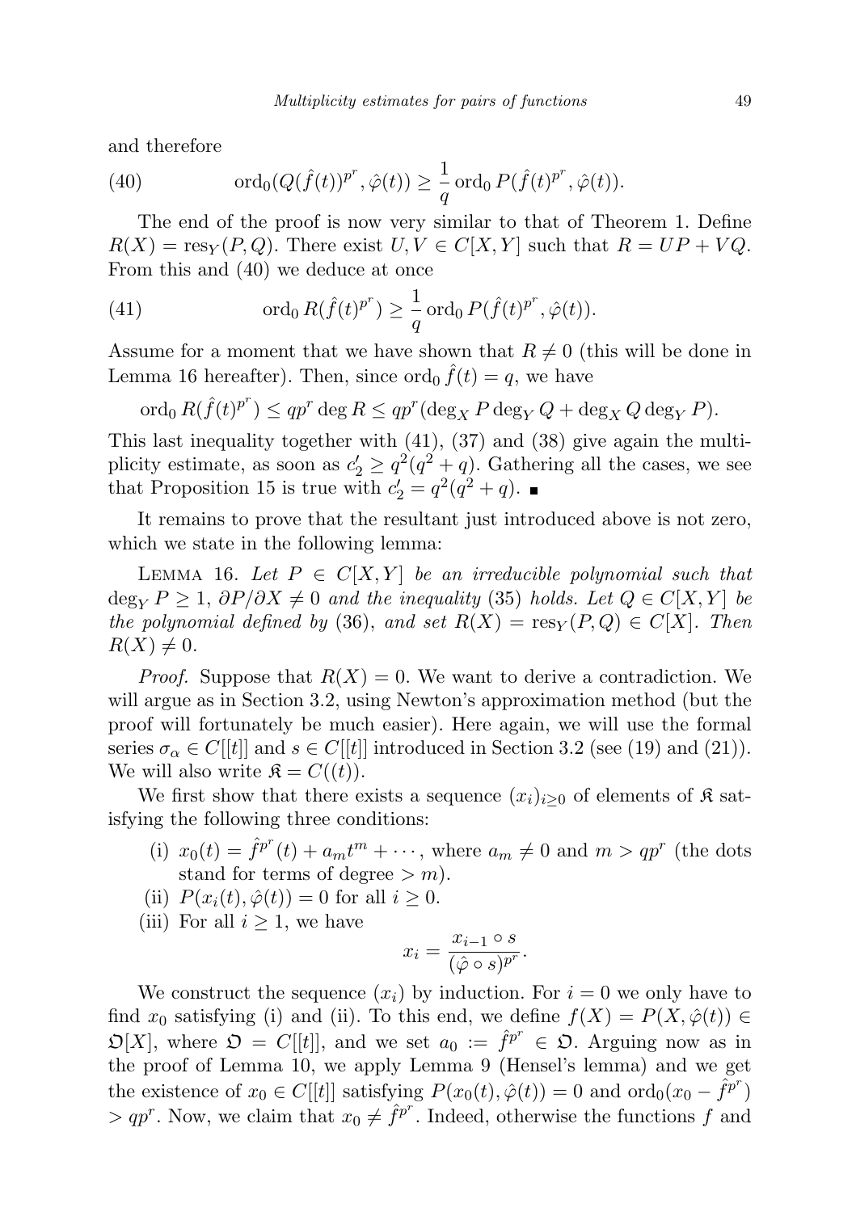and therefore

$$\operatorname{ord}_0(Q(\hat{f}(t))^{p^r}, \hat{\varphi}(t)) \geq \frac{1}{q} \operatorname{ord}_0 P(\hat{f}(t)^{p^r}, \hat{\varphi}(t)). \tag{40}$$

The end of the proof is now very similar to that of Theorem 1. Define $R(X) = \operatorname{res}_Y(P, Q)$. There exist $U, V \in C[X, Y]$ such that $R = UP + VQ$. From this and (40) we deduce at once

$$\operatorname{ord}_0 R(\hat{f}(t)^{p^r}) \geq \frac{1}{q} \operatorname{ord}_0 P(\hat{f}(t)^{p^r}, \hat{\varphi}(t)). \tag{41}$$

Assume for a moment that we have shown that $R \neq 0$ (this will be done in Lemma 16 hereafter). Then, since $\operatorname{ord}_0 \hat{f}(t) = q$, we have

$$\operatorname{ord}_0 R(\hat{f}(t)^{p^r}) \leq qp^r \deg R \leq qp^r(\deg_X P \deg_Y Q + \deg_X Q \deg_Y P).$$

This last inequality together with (41), (37) and (38) give again the multiplicity estimate, as soon as $c_2' \geq q^2(q^2 + q)$. Gathering all the cases, we see that Proposition 15 is true with $c_2' = q^2(q^2 + q)$. ∎

It remains to prove that the resultant just introduced above is not zero, which we state in the following lemma:

Lemma 16. *Let $P \in C[X, Y]$ be an irreducible polynomial such that $\deg_Y P \geq 1$, $\partial P/\partial X \neq 0$ and the inequality (35) holds. Let $Q \in C[X, Y]$ be the polynomial defined by (36), and set $R(X) = \operatorname{res}_Y(P, Q) \in C[X]$. Then $R(X) \neq 0$.*

*Proof.* Suppose that $R(X) = 0$. We want to derive a contradiction. We will argue as in Section 3.2, using Newton's approximation method (but the proof will fortunately be much easier). Here again, we will use the formal series $\sigma_\alpha \in C[[t]]$ and $s \in C[[t]]$ introduced in Section 3.2 (see (19) and (21)). We will also write $\mathfrak{K} = C((t))$.

We first show that there exists a sequence $(x_i)_{i \geq 0}$ of elements of $\mathfrak{K}$ satisfying the following three conditions:

(i) $x_0(t) = \hat{f}^{p^r}(t) + a_m t^m + \cdots$, where $a_m \neq 0$ and $m > qp^r$ (the dots stand for terms of degree $> m$).

(ii) $P(x_i(t), \hat{\varphi}(t)) = 0$ for all $i \geq 0$.

(iii) For all $i \geq 1$, we have

$$x_i = \frac{x_{i-1} \circ s}{(\hat{\varphi} \circ s)^{p^r}}.$$

We construct the sequence $(x_i)$ by induction. For $i = 0$ we only have to find $x_0$ satisfying (i) and (ii). To this end, we define $f(X) = P(X, \hat{\varphi}(t)) \in \mathfrak{O}[X]$, where $\mathfrak{O} = C[[t]]$, and we set $a_0 := \hat{f}^{p^r} \in \mathfrak{O}$. Arguing now as in the proof of Lemma 10, we apply Lemma 9 (Hensel's lemma) and we get the existence of $x_0 \in C[[t]]$ satisfying $P(x_0(t), \hat{\varphi}(t)) = 0$ and $\operatorname{ord}_0(x_0 - \hat{f}^{p^r}) > qp^r$. Now, we claim that $x_0 \neq \hat{f}^{p^r}$. Indeed, otherwise the functions $f$ and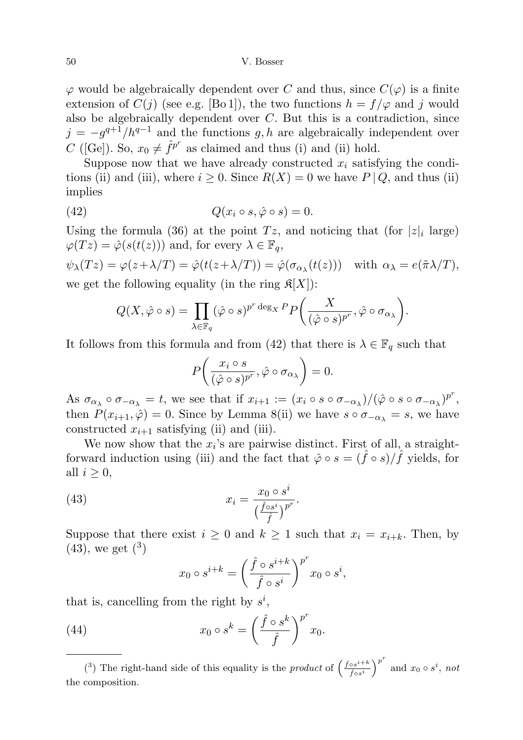$\varphi$ would be algebraically dependent over $C$ and thus, since $C(\varphi)$ is a finite extension of $C(j)$ (see e.g. [Bo 1]), the two functions $h = f/\varphi$ and $j$ would also be algebraically dependent over $C$. But this is a contradiction, since $j = -g^{q+1}/h^{q-1}$ and the functions $g, h$ are algebraically independent over $C$ ([Ge]). So, $x_0 \neq \hat{f}^{p^r}$ as claimed and thus (i) and (ii) hold.

Suppose now that we have already constructed $x_i$ satisfying the conditions (ii) and (iii), where $i \geq 0$. Since $R(X) = 0$ we have $P \mid Q$, and thus (ii) implies

$$Q(x_i \circ s, \hat{\varphi} \circ s) = 0. \tag{42}$$

Using the formula (36) at the point $Tz$, and noticing that (for $|z|_i$ large) $\varphi(Tz) = \hat{\varphi}(s(t(z)))$ and, for every $\lambda \in \mathbb{F}_q$,

$$\psi_\lambda(Tz) = \varphi(z+\lambda/T) = \hat{\varphi}(t(z+\lambda/T)) = \hat{\varphi}(\sigma_{\alpha_\lambda}(t(z))) \quad \text{with } \alpha_\lambda = e(\tilde{\pi}\lambda/T),$$

we get the following equality (in the ring $\mathfrak{K}[X]$):

$$Q(X, \hat{\varphi} \circ s) = \prod_{\lambda \in \mathbb{F}_q} (\hat{\varphi} \circ s)^{p^r \deg_X P} P\bigg(\frac{X}{(\hat{\varphi} \circ s)^{p^r}}, \hat{\varphi} \circ \sigma_{\alpha_\lambda}\bigg).$$

It follows from this formula and from (42) that there is $\lambda \in \mathbb{F}_q$ such that

$$P\bigg(\frac{x_i \circ s}{(\hat{\varphi} \circ s)^{p^r}}, \hat{\varphi} \circ \sigma_{\alpha_\lambda}\bigg) = 0.$$

As $\sigma_{\alpha_\lambda} \circ \sigma_{-\alpha_\lambda} = t$, we see that if $x_{i+1} := (x_i \circ s \circ \sigma_{-\alpha_\lambda})/(\hat{\varphi} \circ s \circ \sigma_{-\alpha_\lambda})^{p^r}$, then $P(x_{i+1}, \hat{\varphi}) = 0$. Since by Lemma 8(ii) we have $s \circ \sigma_{-\alpha_\lambda} = s$, we have constructed $x_{i+1}$ satisfying (ii) and (iii).

We now show that the $x_i$'s are pairwise distinct. First of all, a straightforward induction using (iii) and the fact that $\hat{\varphi} \circ s = (\hat{f} \circ s)/\hat{f}$ yields, for all $i \geq 0$,

$$x_i = \frac{x_0 \circ s^i}{\big(\frac{\hat{f} \circ s^i}{\hat{f}}\big)^{p^r}}. \tag{43}$$

Suppose that there exist $i \geq 0$ and $k \geq 1$ such that $x_i = x_{i+k}$. Then, by (43), we get [3]

$$x_0 \circ s^{i+k} = \bigg(\frac{\hat{f} \circ s^{i+k}}{\hat{f} \circ s^i}\bigg)^{p^r} x_0 \circ s^i,$$

that is, cancelling from the right by $s^i$,

$$x_0 \circ s^k = \bigg(\frac{\hat{f} \circ s^k}{\hat{f}}\bigg)^{p^r} x_0. \tag{44}$$

---

[3] The right-hand side of this equality is the *product* of $\Big(\frac{\hat{f} \circ s^{i+k}}{\hat{f} \circ s^i}\Big)^{p^r}$ and $x_0 \circ s^i$, *not* the composition.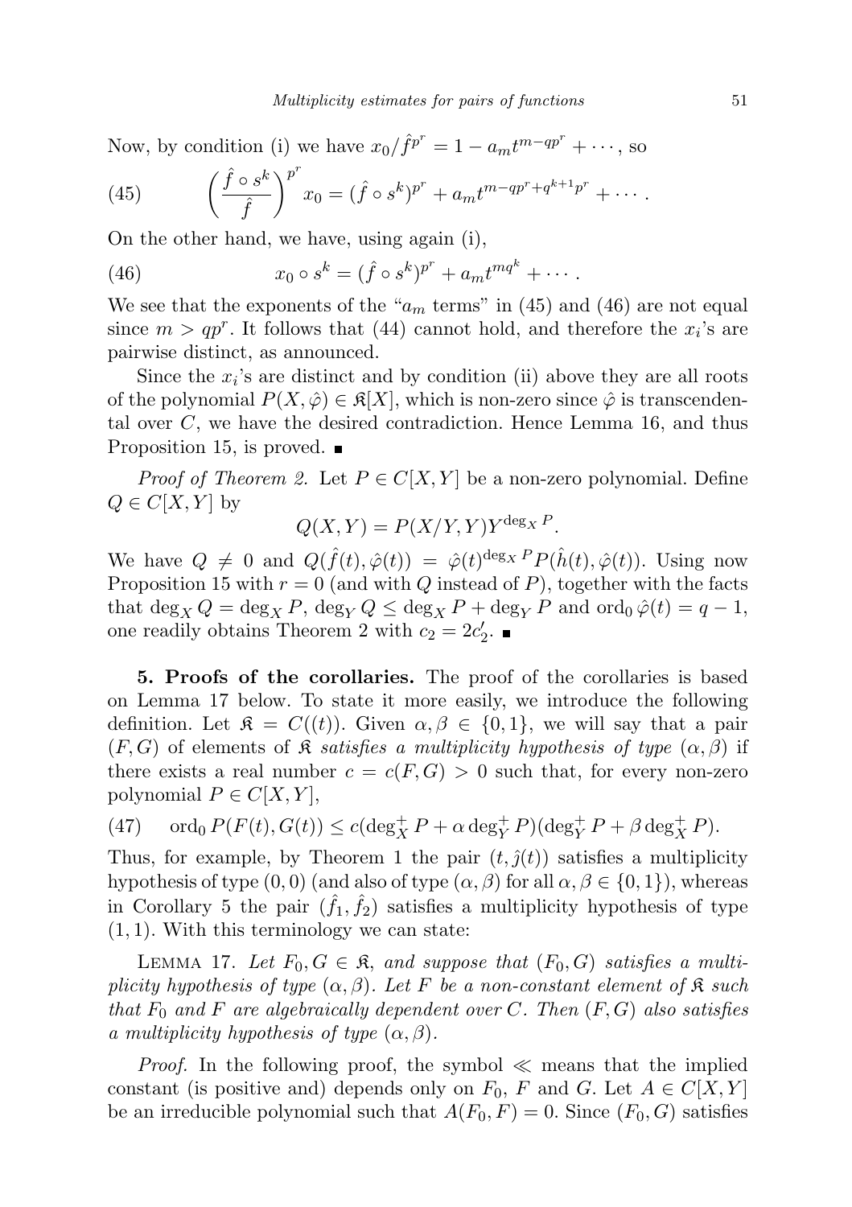Now, by condition (i) we have $x_0/\hat{f}^{p^r} = 1 - a_m t^{m-qp^r} + \cdots$, so

$$\left(\frac{\hat{f}\circ s^k}{\hat{f}}\right)^{p^r} x_0 = (\hat{f}\circ s^k)^{p^r} + a_m t^{m-qp^r+q^{k+1}p^r} + \cdots . \tag{45}$$

On the other hand, we have, using again (i),

$$x_0 \circ s^k = (\hat{f}\circ s^k)^{p^r} + a_m t^{mq^k} + \cdots . \tag{46}$$

We see that the exponents of the "$a_m$ terms" in (45) and (46) are not equal since $m > qp^r$. It follows that (44) cannot hold, and therefore the $x_i$'s are pairwise distinct, as announced.

Since the $x_i$'s are distinct and by condition (ii) above they are all roots of the polynomial $P(X,\hat{\varphi}) \in \mathfrak{K}[X]$, which is non-zero since $\hat{\varphi}$ is transcendental over $C$, we have the desired contradiction. Hence Lemma 16, and thus Proposition 15, is proved. ■

*Proof of Theorem 2.* Let $P \in C[X,Y]$ be a non-zero polynomial. Define $Q \in C[X,Y]$ by

$$Q(X,Y) = P(X/Y,Y)Y^{\deg_X P}.$$

We have $Q \neq 0$ and $Q(\hat{f}(t),\hat{\varphi}(t)) = \hat{\varphi}(t)^{\deg_X P} P(\hat{h}(t),\hat{\varphi}(t))$. Using now Proposition 15 with $r = 0$ (and with $Q$ instead of $P$), together with the facts that $\deg_X Q = \deg_X P$, $\deg_Y Q \le \deg_X P + \deg_Y P$ and $\operatorname{ord}_0 \hat{\varphi}(t) = q-1$, one readily obtains Theorem 2 with $c_2 = 2c_2'$. ■

**5. Proofs of the corollaries.** The proof of the corollaries is based on Lemma 17 below. To state it more easily, we introduce the following definition. Let $\mathfrak{K} = C((t))$. Given $\alpha,\beta \in \{0,1\}$, we will say that a pair $(F,G)$ of elements of $\mathfrak{K}$ *satisfies a multiplicity hypothesis of type* $(\alpha,\beta)$ if there exists a real number $c = c(F,G) > 0$ such that, for every non-zero polynomial $P \in C[X,Y]$,

$$\operatorname{ord}_0 P(F(t),G(t)) \le c(\deg_X^+ P + \alpha \deg_Y^+ P)(\deg_Y^+ P + \beta \deg_X^+ P). \tag{47}$$

Thus, for example, by Theorem 1 the pair $(t,\hat{\jmath}(t))$ satisfies a multiplicity hypothesis of type $(0,0)$ (and also of type $(\alpha,\beta)$ for all $\alpha,\beta \in \{0,1\}$), whereas in Corollary 5 the pair $(\hat{f}_1,\hat{f}_2)$ satisfies a multiplicity hypothesis of type $(1,1)$. With this terminology we can state:

LEMMA 17. *Let $F_0, G \in \mathfrak{K}$, and suppose that $(F_0,G)$ satisfies a multiplicity hypothesis of type $(\alpha,\beta)$. Let $F$ be a non-constant element of $\mathfrak{K}$ such that $F_0$ and $F$ are algebraically dependent over $C$. Then $(F,G)$ also satisfies a multiplicity hypothesis of type $(\alpha,\beta)$.*

*Proof.* In the following proof, the symbol $\ll$ means that the implied constant (is positive and) depends only on $F_0$, $F$ and $G$. Let $A \in C[X,Y]$ be an irreducible polynomial such that $A(F_0,F) = 0$. Since $(F_0,G)$ satisfies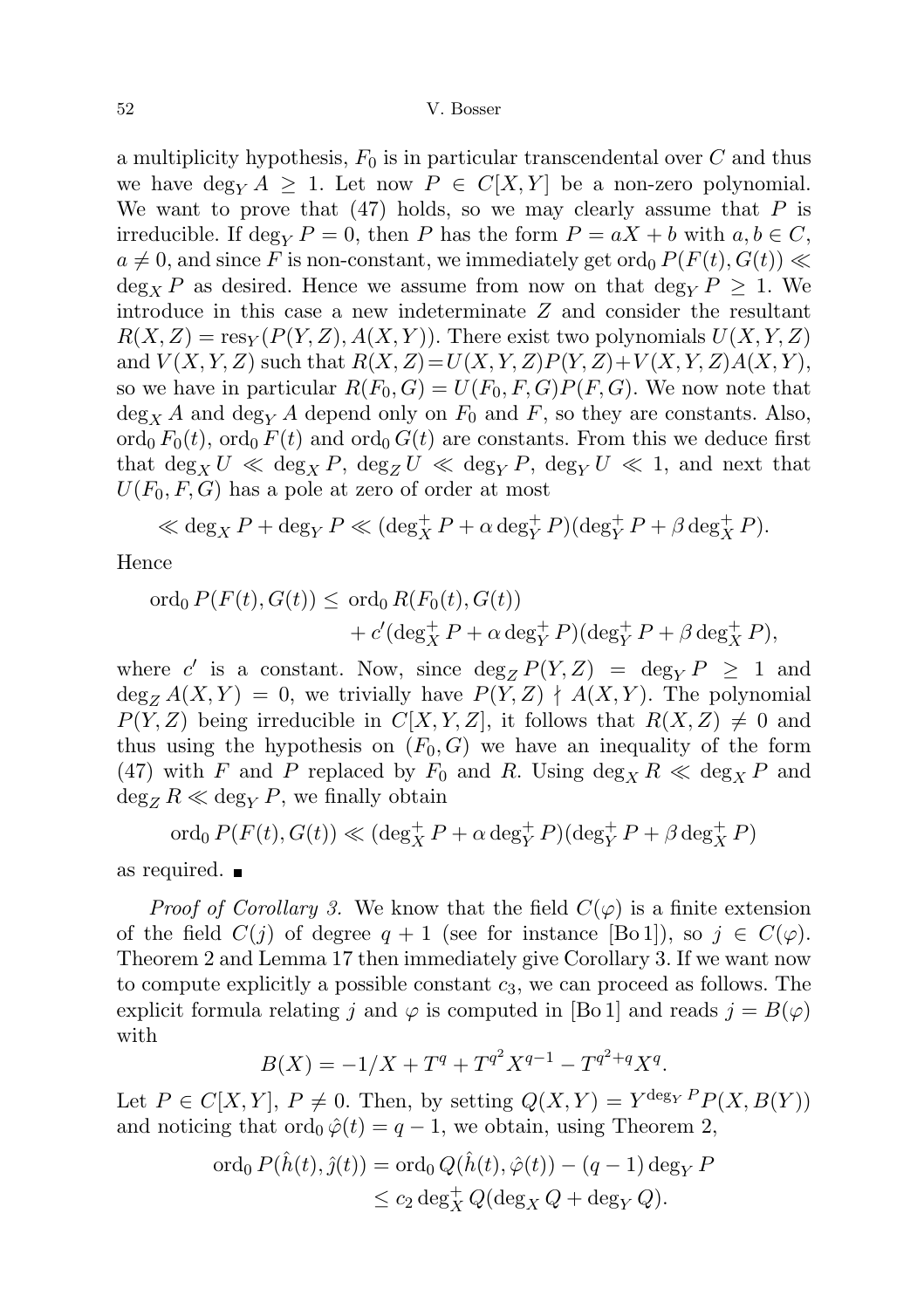a multiplicity hypothesis, $F_0$ is in particular transcendental over $C$ and thus we have $\deg_Y A \geq 1$. Let now $P \in C[X,Y]$ be a non-zero polynomial. We want to prove that (47) holds, so we may clearly assume that $P$ is irreducible. If $\deg_Y P = 0$, then $P$ has the form $P = aX + b$ with $a, b \in C$, $a \neq 0$, and since $F$ is non-constant, we immediately get $\operatorname{ord}_0 P(F(t), G(t)) \ll \deg_X P$ as desired. Hence we assume from now on that $\deg_Y P \geq 1$. We introduce in this case a new indeterminate $Z$ and consider the resultant $R(X,Z) = \operatorname{res}_Y(P(Y,Z), A(X,Y))$. There exist two polynomials $U(X,Y,Z)$ and $V(X,Y,Z)$ such that $R(X,Z) = U(X,Y,Z)P(Y,Z) + V(X,Y,Z)A(X,Y)$, so we have in particular $R(F_0, G) = U(F_0, F, G)P(F,G)$. We now note that $\deg_X A$ and $\deg_Y A$ depend only on $F_0$ and $F$, so they are constants. Also, $\operatorname{ord}_0 F_0(t)$, $\operatorname{ord}_0 F(t)$ and $\operatorname{ord}_0 G(t)$ are constants. From this we deduce first that $\deg_X U \ll \deg_X P$, $\deg_Z U \ll \deg_Y P$, $\deg_Y U \ll 1$, and next that $U(F_0, F, G)$ has a pole at zero of order at most

$$\ll \deg_X P + \deg_Y P \ll (\deg_X^+ P + \alpha \deg_Y^+ P)(\deg_Y^+ P + \beta \deg_X^+ P).$$

Hence

$$\begin{aligned}\operatorname{ord}_0 P(F(t), G(t)) \leq\ & \operatorname{ord}_0 R(F_0(t), G(t)) \\ & + c'(\deg_X^+ P + \alpha \deg_Y^+ P)(\deg_Y^+ P + \beta \deg_X^+ P),\end{aligned}$$

where $c'$ is a constant. Now, since $\deg_Z P(Y,Z) = \deg_Y P \geq 1$ and $\deg_Z A(X,Y) = 0$, we trivially have $P(Y,Z) \nmid A(X,Y)$. The polynomial $P(Y,Z)$ being irreducible in $C[X,Y,Z]$, it follows that $R(X,Z) \neq 0$ and thus using the hypothesis on $(F_0, G)$ we have an inequality of the form (47) with $F$ and $P$ replaced by $F_0$ and $R$. Using $\deg_X R \ll \deg_X P$ and $\deg_Z R \ll \deg_Y P$, we finally obtain

$$\operatorname{ord}_0 P(F(t), G(t)) \ll (\deg_X^+ P + \alpha \deg_Y^+ P)(\deg_Y^+ P + \beta \deg_X^+ P)$$

as required. ∎

*Proof of Corollary 3.* We know that the field $C(\varphi)$ is a finite extension of the field $C(j)$ of degree $q+1$ (see for instance [Bo 1]), so $j \in C(\varphi)$. Theorem 2 and Lemma 17 then immediately give Corollary 3. If we want now to compute explicitly a possible constant $c_3$, we can proceed as follows. The explicit formula relating $j$ and $\varphi$ is computed in [Bo 1] and reads $j = B(\varphi)$ with

$$B(X) = -1/X + T^q + T^{q^2} X^{q-1} - T^{q^2+q} X^q.$$

Let $P \in C[X,Y]$, $P \neq 0$. Then, by setting $Q(X,Y) = Y^{\deg_Y P} P(X, B(Y))$ and noticing that $\operatorname{ord}_0 \hat{\varphi}(t) = q-1$, we obtain, using Theorem 2,

$$\begin{aligned}\operatorname{ord}_0 P(\hat{h}(t), \hat{j}(t)) &= \operatorname{ord}_0 Q(\hat{h}(t), \hat{\varphi}(t)) - (q-1)\deg_Y P \\ &\leq c_2 \deg_X^+ Q(\deg_X Q + \deg_Y Q).\end{aligned}$$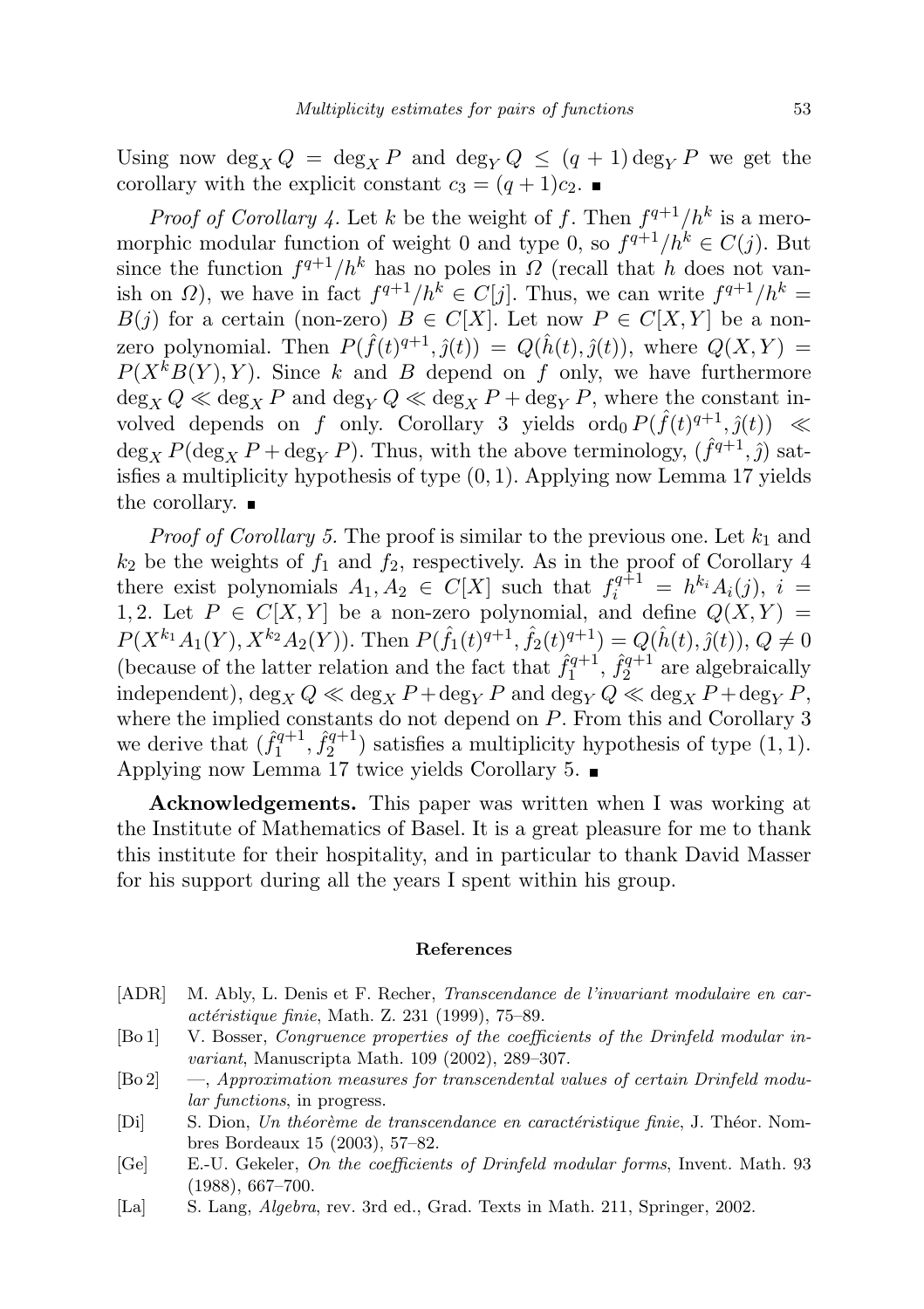Using now $\deg_X Q = \deg_X P$ and $\deg_Y Q \leq (q+1)\deg_Y P$ we get the corollary with the explicit constant $c_3 = (q+1)c_2$. ∎

*Proof of Corollary 4.* Let $k$ be the weight of $f$. Then $f^{q+1}/h^k$ is a meromorphic modular function of weight 0 and type 0, so $f^{q+1}/h^k \in C(j)$. But since the function $f^{q+1}/h^k$ has no poles in $\Omega$ (recall that $h$ does not vanish on $\Omega$), we have in fact $f^{q+1}/h^k \in C[j]$. Thus, we can write $f^{q+1}/h^k = B(j)$ for a certain (non-zero) $B \in C[X]$. Let now $P \in C[X,Y]$ be a non-zero polynomial. Then $P(\hat{f}(t)^{q+1}, \hat{\jmath}(t)) = Q(\hat{h}(t), \hat{\jmath}(t))$, where $Q(X,Y) = P(X^k B(Y), Y)$. Since $k$ and $B$ depend on $f$ only, we have furthermore $\deg_X Q \ll \deg_X P$ and $\deg_Y Q \ll \deg_X P + \deg_Y P$, where the constant involved depends on $f$ only. Corollary 3 yields $\operatorname{ord}_0 P(\hat{f}(t)^{q+1}, \hat{\jmath}(t)) \ll \deg_X P(\deg_X P + \deg_Y P)$. Thus, with the above terminology, $(\hat{f}^{q+1}, \hat{\jmath})$ satisfies a multiplicity hypothesis of type $(0,1)$. Applying now Lemma 17 yields the corollary. ∎

*Proof of Corollary 5.* The proof is similar to the previous one. Let $k_1$ and $k_2$ be the weights of $f_1$ and $f_2$, respectively. As in the proof of Corollary 4 there exist polynomials $A_1, A_2 \in C[X]$ such that $f_i^{q+1} = h^{k_i} A_i(j)$, $i = 1, 2$. Let $P \in C[X,Y]$ be a non-zero polynomial, and define $Q(X,Y) = P(X^{k_1} A_1(Y), X^{k_2} A_2(Y))$. Then $P(\hat{f}_1(t)^{q+1}, \hat{f}_2(t)^{q+1}) = Q(\hat{h}(t), \hat{\jmath}(t))$, $Q \neq 0$ (because of the latter relation and the fact that $\hat{f}_1^{q+1}$, $\hat{f}_2^{q+1}$ are algebraically independent), $\deg_X Q \ll \deg_X P + \deg_Y P$ and $\deg_Y Q \ll \deg_X P + \deg_Y P$, where the implied constants do not depend on $P$. From this and Corollary 3 we derive that $(\hat{f}_1^{q+1}, \hat{f}_2^{q+1})$ satisfies a multiplicity hypothesis of type $(1,1)$. Applying now Lemma 17 twice yields Corollary 5. ∎

**Acknowledgements.** This paper was written when I was working at the Institute of Mathematics of Basel. It is a great pleasure for me to thank this institute for their hospitality, and in particular to thank David Masser for his support during all the years I spent within his group.

## References

- [ADR] M. Ably, L. Denis et F. Recher, *Transcendance de l'invariant modulaire en caractéristique finie*, Math. Z. 231 (1999), 75–89.
- [Bo 1] V. Bosser, *Congruence properties of the coefficients of the Drinfeld modular invariant*, Manuscripta Math. 109 (2002), 289–307.
- [Bo 2] —, *Approximation measures for transcendental values of certain Drinfeld modular functions*, in progress.
- [Di] S. Dion, *Un théorème de transcendance en caractéristique finie*, J. Théor. Nombres Bordeaux 15 (2003), 57–82.
- [Ge] E.-U. Gekeler, *On the coefficients of Drinfeld modular forms*, Invent. Math. 93 (1988), 667–700.
- [La] S. Lang, *Algebra*, rev. 3rd ed., Grad. Texts in Math. 211, Springer, 2002.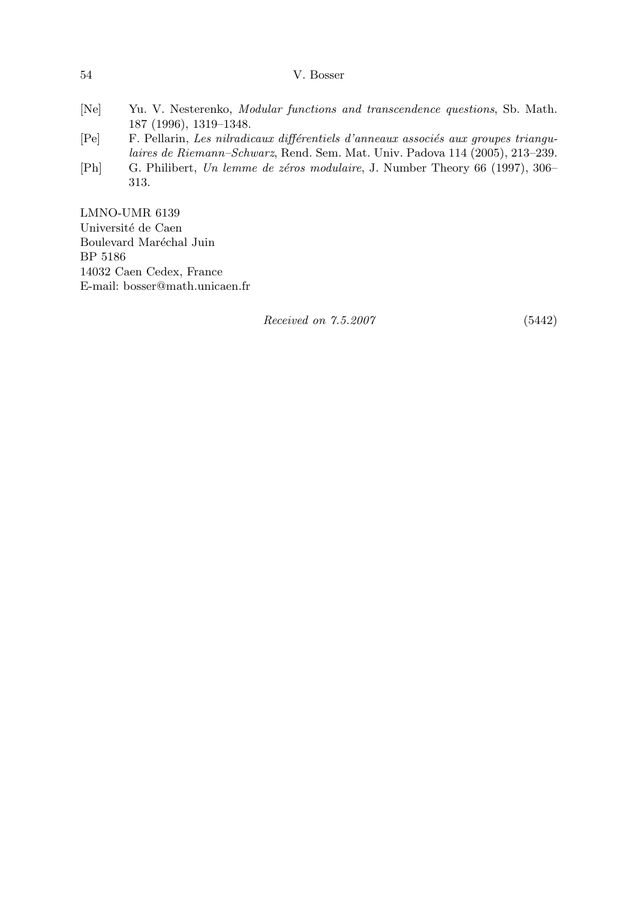[Ne] Yu. V. Nesterenko, *Modular functions and transcendence questions*, Sb. Math. 187 (1996), 1319–1348.

[Pe] F. Pellarin, *Les nilradicaux différentiels d'anneaux associés aux groupes triangulaires de Riemann–Schwarz*, Rend. Sem. Mat. Univ. Padova 114 (2005), 213–239.

[Ph] G. Philibert, *Un lemme de zéros modulaire*, J. Number Theory 66 (1997), 306–313.

LMNO-UMR 6139
Université de Caen
Boulevard Maréchal Juin
BP 5186
14032 Caen Cedex, France
E-mail: bosser@math.unicaen.fr

*Received on 7.5.2007* (5442)